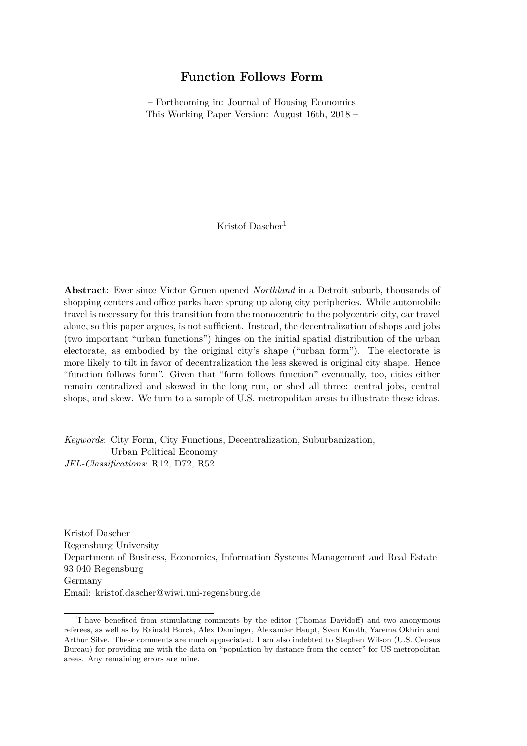# Function Follows Form

– Forthcoming in: Journal of Housing Economics
This Working Paper Version: August 16th, 2018 –

Kristof Dascher[1]

**Abstract**: Ever since Victor Gruen opened *Northland* in a Detroit suburb, thousands of shopping centers and office parks have sprung up along city peripheries. While automobile travel is necessary for this transition from the monocentric to the polycentric city, car travel alone, so this paper argues, is not sufficient. Instead, the decentralization of shops and jobs (two important "urban functions") hinges on the initial spatial distribution of the urban electorate, as embodied by the original city's shape ("urban form"). The electorate is more likely to tilt in favor of decentralization the less skewed is original city shape. Hence "function follows form". Given that "form follows function" eventually, too, cities either remain centralized and skewed in the long run, or shed all three: central jobs, central shops, and skew. We turn to a sample of U.S. metropolitan areas to illustrate these ideas.

*Keywords*: City Form, City Functions, Decentralization, Suburbanization, Urban Political Economy
*JEL-Classifications*: R12, D72, R52

Kristof Dascher
Regensburg University
Department of Business, Economics, Information Systems Management and Real Estate
93 040 Regensburg
Germany
Email: kristof.dascher@wiwi.uni-regensburg.de

[1] I have benefited from stimulating comments by the editor (Thomas Davidoff) and two anonymous referees, as well as by Rainald Borck, Alex Daminger, Alexander Haupt, Sven Knoth, Yarema Okhrin and Arthur Silve. These comments are much appreciated. I am also indebted to Stephen Wilson (U.S. Census Bureau) for providing me with the data on "population by distance from the center" for US metropolitan areas. Any remaining errors are mine.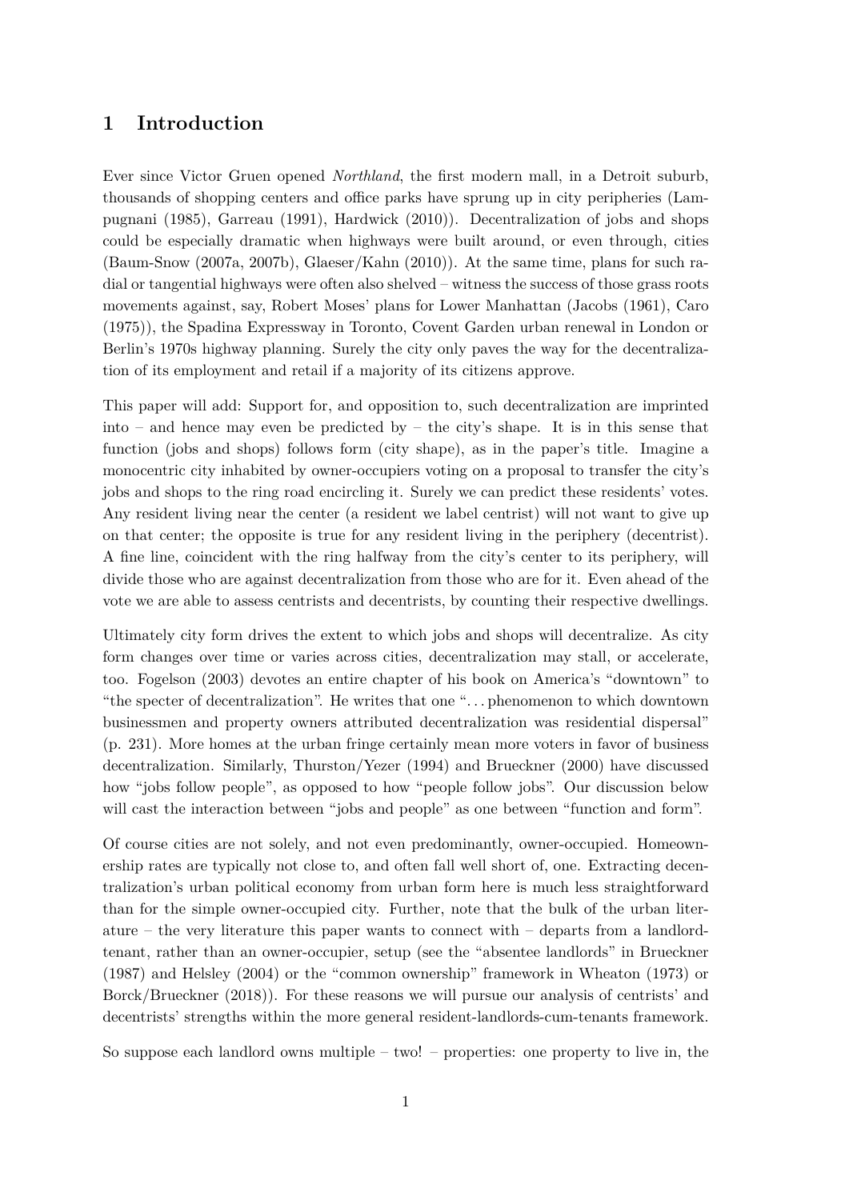## 1 Introduction

Ever since Victor Gruen opened *Northland*, the first modern mall, in a Detroit suburb, thousands of shopping centers and office parks have sprung up in city peripheries (Lampugnani (1985), Garreau (1991), Hardwick (2010)). Decentralization of jobs and shops could be especially dramatic when highways were built around, or even through, cities (Baum-Snow (2007a, 2007b), Glaeser/Kahn (2010)). At the same time, plans for such radial or tangential highways were often also shelved – witness the success of those grass roots movements against, say, Robert Moses' plans for Lower Manhattan (Jacobs (1961), Caro (1975)), the Spadina Expressway in Toronto, Covent Garden urban renewal in London or Berlin's 1970s highway planning. Surely the city only paves the way for the decentralization of its employment and retail if a majority of its citizens approve.

This paper will add: Support for, and opposition to, such decentralization are imprinted into – and hence may even be predicted by – the city's shape. It is in this sense that function (jobs and shops) follows form (city shape), as in the paper's title. Imagine a monocentric city inhabited by owner-occupiers voting on a proposal to transfer the city's jobs and shops to the ring road encircling it. Surely we can predict these residents' votes. Any resident living near the center (a resident we label centrist) will not want to give up on that center; the opposite is true for any resident living in the periphery (decentrist). A fine line, coincident with the ring halfway from the city's center to its periphery, will divide those who are against decentralization from those who are for it. Even ahead of the vote we are able to assess centrists and decentrists, by counting their respective dwellings.

Ultimately city form drives the extent to which jobs and shops will decentralize. As city form changes over time or varies across cities, decentralization may stall, or accelerate, too. Fogelson (2003) devotes an entire chapter of his book on America's "downtown" to "the specter of decentralization". He writes that one "... phenomenon to which downtown businessmen and property owners attributed decentralization was residential dispersal" (p. 231). More homes at the urban fringe certainly mean more voters in favor of business decentralization. Similarly, Thurston/Yezer (1994) and Brueckner (2000) have discussed how "jobs follow people", as opposed to how "people follow jobs". Our discussion below will cast the interaction between "jobs and people" as one between "function and form".

Of course cities are not solely, and not even predominantly, owner-occupied. Homeownership rates are typically not close to, and often fall well short of, one. Extracting decentralization's urban political economy from urban form here is much less straightforward than for the simple owner-occupied city. Further, note that the bulk of the urban literature – the very literature this paper wants to connect with – departs from a landlord-tenant, rather than an owner-occupier, setup (see the "absentee landlords" in Brueckner (1987) and Helsley (2004) or the "common ownership" framework in Wheaton (1973) or Borck/Brueckner (2018)). For these reasons we will pursue our analysis of centrists' and decentrists' strengths within the more general resident-landlords-cum-tenants framework.

So suppose each landlord owns multiple – two! – properties: one property to live in, the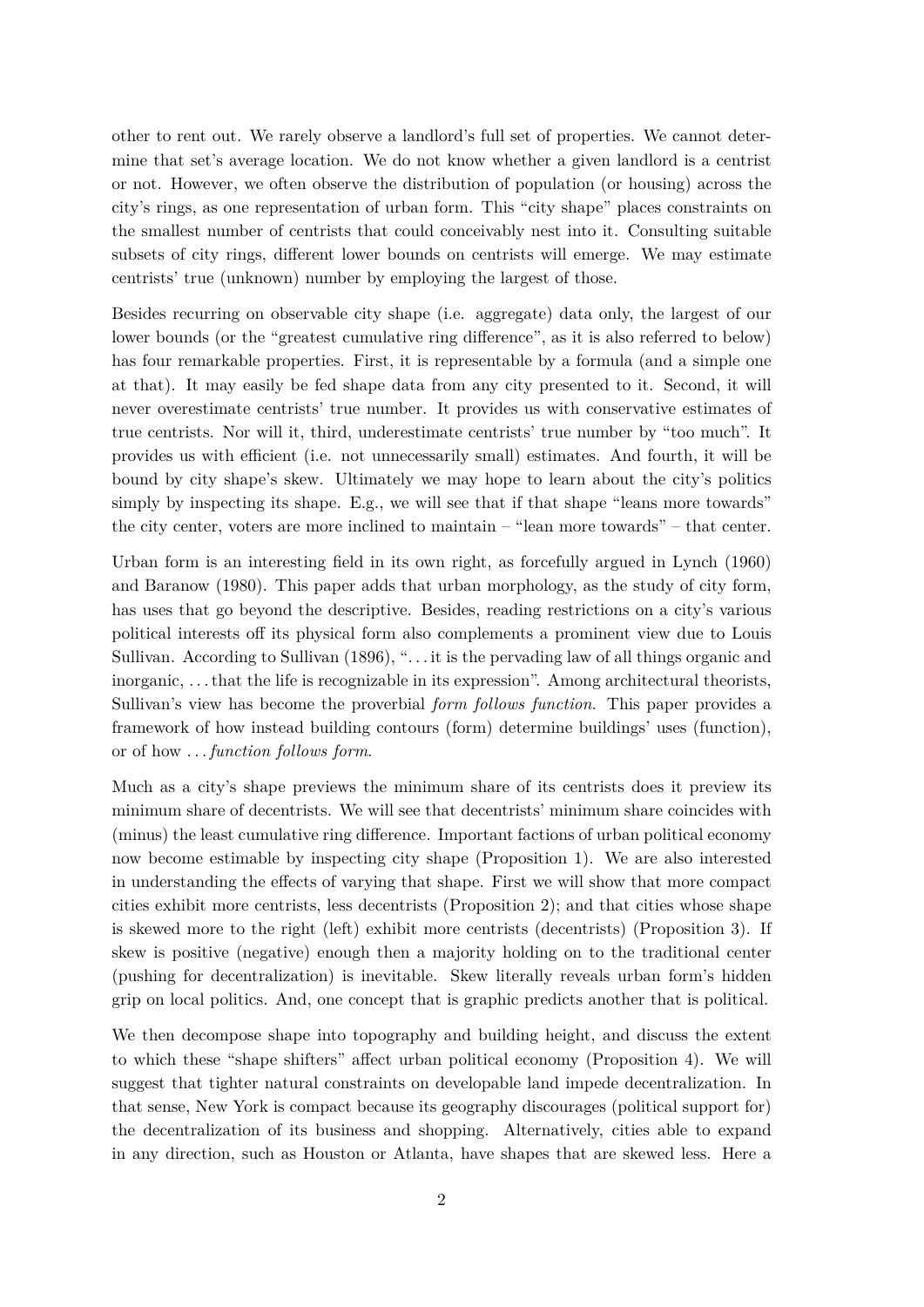other to rent out. We rarely observe a landlord's full set of properties. We cannot determine that set's average location. We do not know whether a given landlord is a centrist or not. However, we often observe the distribution of population (or housing) across the city's rings, as one representation of urban form. This "city shape" places constraints on the smallest number of centrists that could conceivably nest into it. Consulting suitable subsets of city rings, different lower bounds on centrists will emerge. We may estimate centrists' true (unknown) number by employing the largest of those.

Besides recurring on observable city shape (i.e. aggregate) data only, the largest of our lower bounds (or the "greatest cumulative ring difference", as it is also referred to below) has four remarkable properties. First, it is representable by a formula (and a simple one at that). It may easily be fed shape data from any city presented to it. Second, it will never overestimate centrists' true number. It provides us with conservative estimates of true centrists. Nor will it, third, underestimate centrists' true number by "too much". It provides us with efficient (i.e. not unnecessarily small) estimates. And fourth, it will be bound by city shape's skew. Ultimately we may hope to learn about the city's politics simply by inspecting its shape. E.g., we will see that if that shape "leans more towards" the city center, voters are more inclined to maintain – "lean more towards" – that center.

Urban form is an interesting field in its own right, as forcefully argued in Lynch (1960) and Baranow (1980). This paper adds that urban morphology, as the study of city form, has uses that go beyond the descriptive. Besides, reading restrictions on a city's various political interests off its physical form also complements a prominent view due to Louis Sullivan. According to Sullivan (1896), "…it is the pervading law of all things organic and inorganic, …that the life is recognizable in its expression". Among architectural theorists, Sullivan's view has become the proverbial *form follows function*. This paper provides a framework of how instead building contours (form) determine buildings' uses (function), or of how …*function follows form*.

Much as a city's shape previews the minimum share of its centrists does it preview its minimum share of decentrists. We will see that decentrists' minimum share coincides with (minus) the least cumulative ring difference. Important factions of urban political economy now become estimable by inspecting city shape (Proposition 1). We are also interested in understanding the effects of varying that shape. First we will show that more compact cities exhibit more centrists, less decentrists (Proposition 2); and that cities whose shape is skewed more to the right (left) exhibit more centrists (decentrists) (Proposition 3). If skew is positive (negative) enough then a majority holding on to the traditional center (pushing for decentralization) is inevitable. Skew literally reveals urban form's hidden grip on local politics. And, one concept that is graphic predicts another that is political.

We then decompose shape into topography and building height, and discuss the extent to which these "shape shifters" affect urban political economy (Proposition 4). We will suggest that tighter natural constraints on developable land impede decentralization. In that sense, New York is compact because its geography discourages (political support for) the decentralization of its business and shopping. Alternatively, cities able to expand in any direction, such as Houston or Atlanta, have shapes that are skewed less. Here a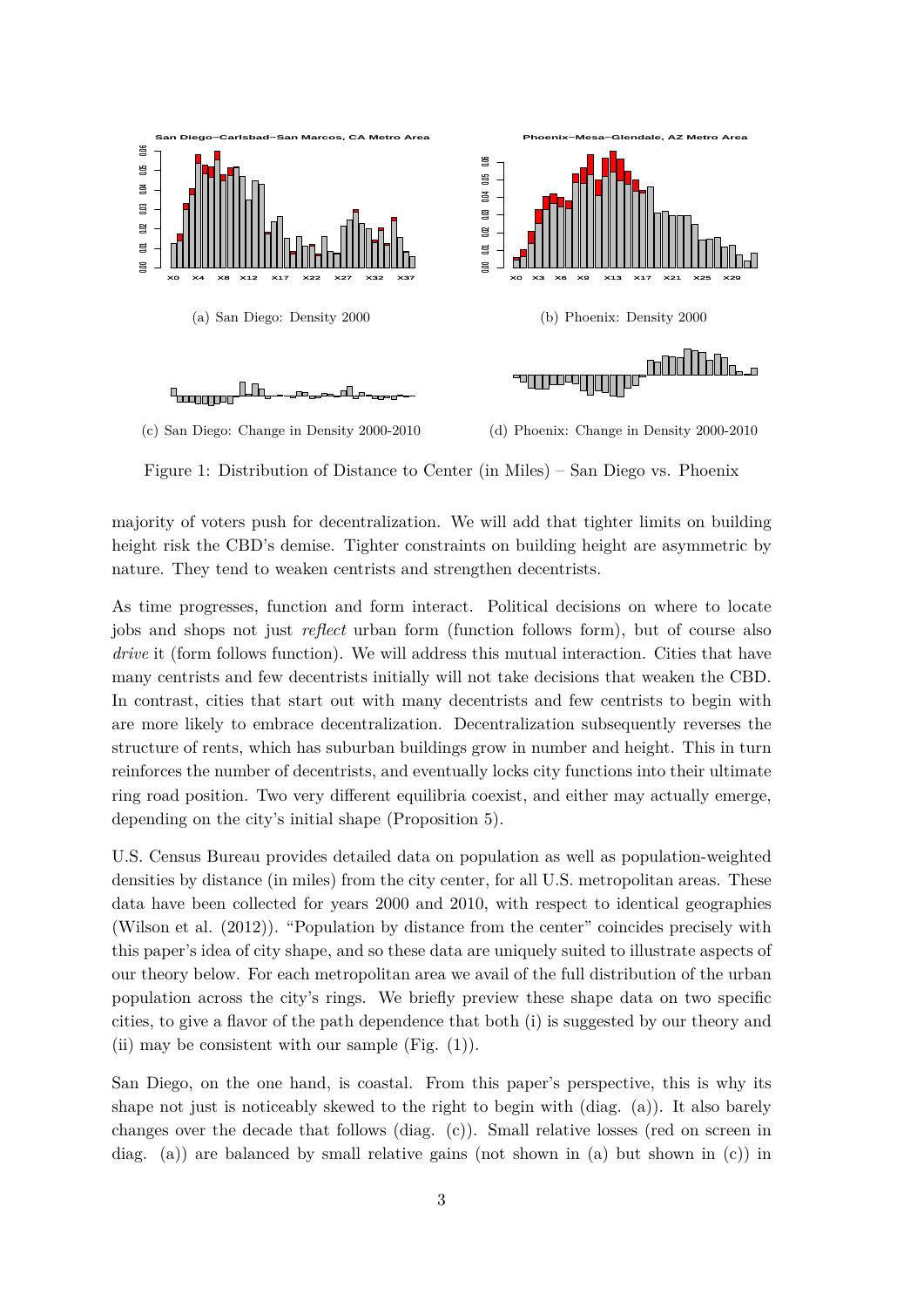(a) San Diego: Density 2000

(b) Phoenix: Density 2000

(c) San Diego: Change in Density 2000-2010

(d) Phoenix: Change in Density 2000-2010

Figure 1: Distribution of Distance to Center (in Miles) – San Diego vs. Phoenix

majority of voters push for decentralization. We will add that tighter limits on building height risk the CBD's demise. Tighter constraints on building height are asymmetric by nature. They tend to weaken centrists and strengthen decentrists.

As time progresses, function and form interact. Political decisions on where to locate jobs and shops not just *reflect* urban form (function follows form), but of course also *drive* it (form follows function). We will address this mutual interaction. Cities that have many centrists and few decentrists initially will not take decisions that weaken the CBD. In contrast, cities that start out with many decentrists and few centrists to begin with are more likely to embrace decentralization. Decentralization subsequently reverses the structure of rents, which has suburban buildings grow in number and height. This in turn reinforces the number of decentrists, and eventually locks city functions into their ultimate ring road position. Two very different equilibria coexist, and either may actually emerge, depending on the city's initial shape (Proposition 5).

U.S. Census Bureau provides detailed data on population as well as population-weighted densities by distance (in miles) from the city center, for all U.S. metropolitan areas. These data have been collected for years 2000 and 2010, with respect to identical geographies (Wilson et al. (2012)). "Population by distance from the center" coincides precisely with this paper's idea of city shape, and so these data are uniquely suited to illustrate aspects of our theory below. For each metropolitan area we avail of the full distribution of the urban population across the city's rings. We briefly preview these shape data on two specific cities, to give a flavor of the path dependence that both (i) is suggested by our theory and (ii) may be consistent with our sample (Fig. (1)).

San Diego, on the one hand, is coastal. From this paper's perspective, this is why its shape not just is noticeably skewed to the right to begin with (diag. (a)). It also barely changes over the decade that follows (diag. (c)). Small relative losses (red on screen in diag. (a)) are balanced by small relative gains (not shown in (a) but shown in (c)) in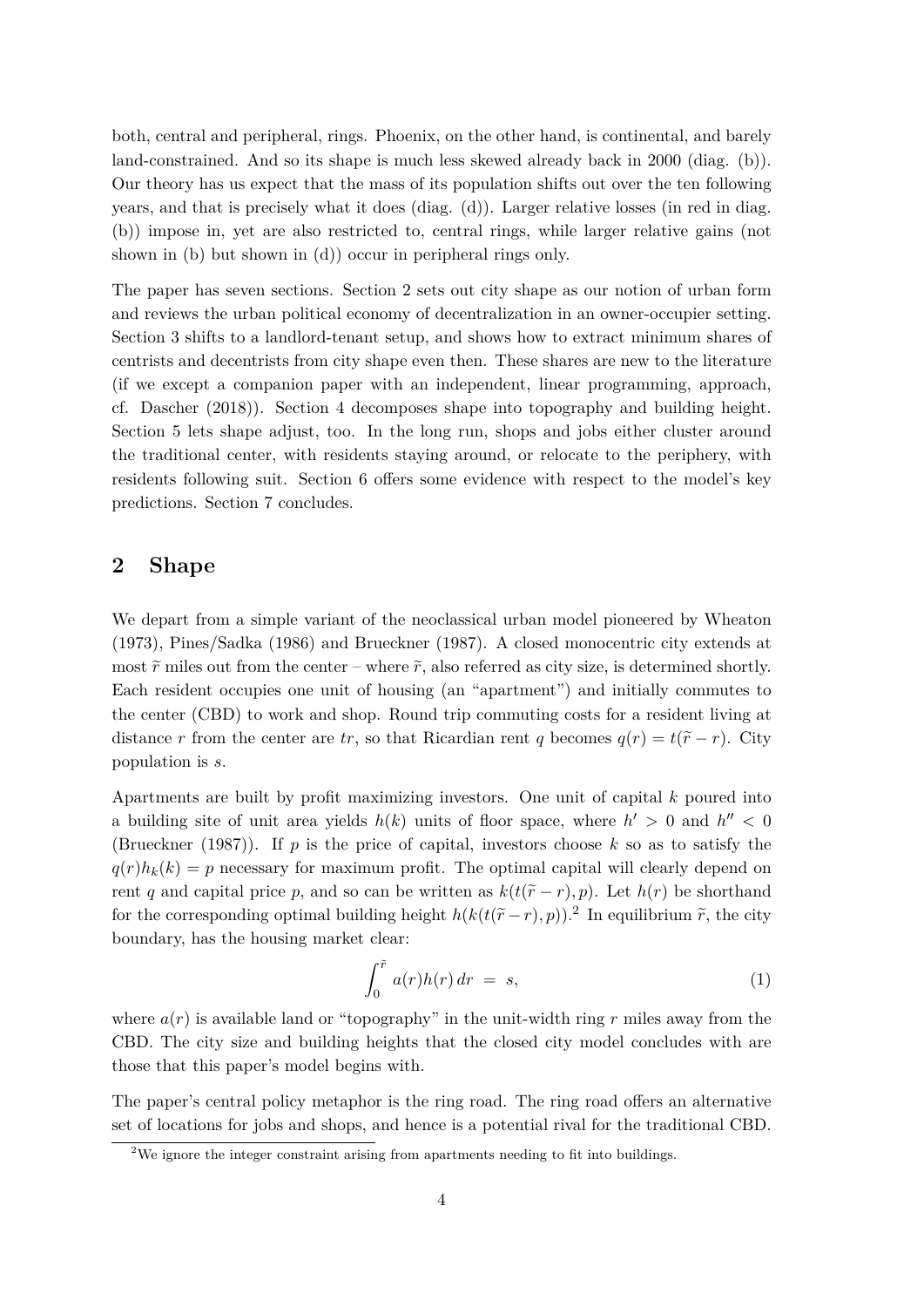both, central and peripheral, rings. Phoenix, on the other hand, is continental, and barely land-constrained. And so its shape is much less skewed already back in 2000 (diag. (b)). Our theory has us expect that the mass of its population shifts out over the ten following years, and that is precisely what it does (diag. (d)). Larger relative losses (in red in diag. (b)) impose in, yet are also restricted to, central rings, while larger relative gains (not shown in (b) but shown in (d)) occur in peripheral rings only.

The paper has seven sections. Section 2 sets out city shape as our notion of urban form and reviews the urban political economy of decentralization in an owner-occupier setting. Section 3 shifts to a landlord-tenant setup, and shows how to extract minimum shares of centrists and decentrists from city shape even then. These shares are new to the literature (if we except a companion paper with an independent, linear programming, approach, cf. Dascher (2018)). Section 4 decomposes shape into topography and building height. Section 5 lets shape adjust, too. In the long run, shops and jobs either cluster around the traditional center, with residents staying around, or relocate to the periphery, with residents following suit. Section 6 offers some evidence with respect to the model's key predictions. Section 7 concludes.

## 2 Shape

We depart from a simple variant of the neoclassical urban model pioneered by Wheaton (1973), Pines/Sadka (1986) and Brueckner (1987). A closed monocentric city extends at most $\widetilde{r}$ miles out from the center – where $\widetilde{r}$, also referred as city size, is determined shortly. Each resident occupies one unit of housing (an "apartment") and initially commutes to the center (CBD) to work and shop. Round trip commuting costs for a resident living at distance $r$ from the center are $tr$, so that Ricardian rent $q$ becomes $q(r) = t(\widetilde{r} - r)$. City population is $s$.

Apartments are built by profit maximizing investors. One unit of capital $k$ poured into a building site of unit area yields $h(k)$ units of floor space, where $h' > 0$ and $h'' < 0$ (Brueckner (1987)). If $p$ is the price of capital, investors choose $k$ so as to satisfy the $q(r)h_k(k) = p$ necessary for maximum profit. The optimal capital will clearly depend on rent $q$ and capital price $p$, and so can be written as $k(t(\widetilde{r} - r), p)$. Let $h(r)$ be shorthand for the corresponding optimal building height $h(k(t(\widetilde{r} - r), p))$.[2] In equilibrium $\widetilde{r}$, the city boundary, has the housing market clear:

$$\int_0^{\tilde{r}} a(r)h(r)\, dr \;=\; s, \tag{1}$$

where $a(r)$ is available land or "topography" in the unit-width ring $r$ miles away from the CBD. The city size and building heights that the closed city model concludes with are those that this paper's model begins with.

The paper's central policy metaphor is the ring road. The ring road offers an alternative set of locations for jobs and shops, and hence is a potential rival for the traditional CBD.

[2] We ignore the integer constraint arising from apartments needing to fit into buildings.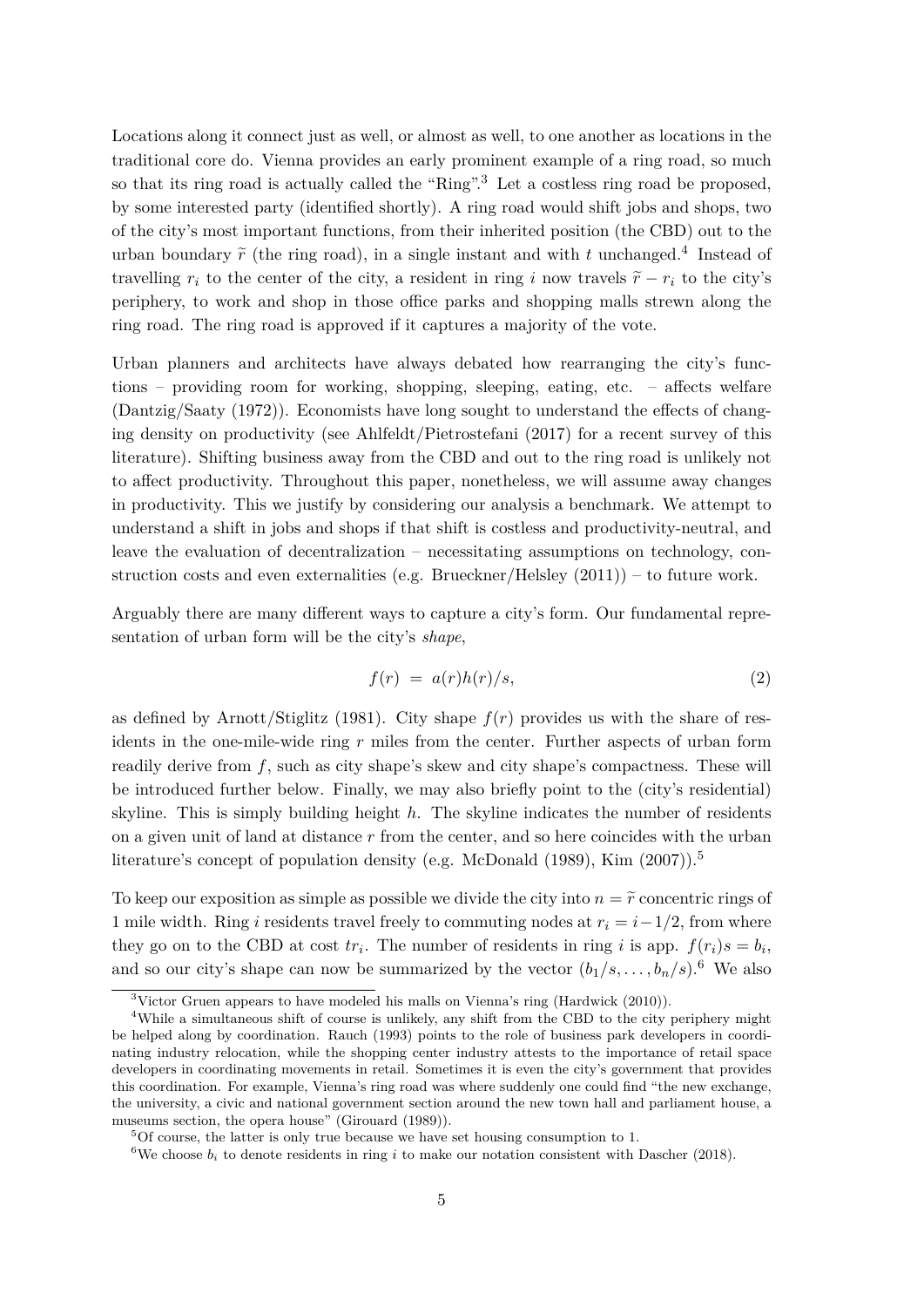Locations along it connect just as well, or almost as well, to one another as locations in the traditional core do. Vienna provides an early prominent example of a ring road, so much so that its ring road is actually called the "Ring".[3] Let a costless ring road be proposed, by some interested party (identified shortly). A ring road would shift jobs and shops, two of the city's most important functions, from their inherited position (the CBD) out to the urban boundary $\widetilde{r}$ (the ring road), in a single instant and with $t$ unchanged.[4] Instead of travelling $r_i$ to the center of the city, a resident in ring $i$ now travels $\widetilde{r} - r_i$ to the city's periphery, to work and shop in those office parks and shopping malls strewn along the ring road. The ring road is approved if it captures a majority of the vote.

Urban planners and architects have always debated how rearranging the city's functions – providing room for working, shopping, sleeping, eating, etc. – affects welfare (Dantzig/Saaty (1972)). Economists have long sought to understand the effects of changing density on productivity (see Ahlfeldt/Pietrostefani (2017) for a recent survey of this literature). Shifting business away from the CBD and out to the ring road is unlikely not to affect productivity. Throughout this paper, nonetheless, we will assume away changes in productivity. This we justify by considering our analysis a benchmark. We attempt to understand a shift in jobs and shops if that shift is costless and productivity-neutral, and leave the evaluation of decentralization – necessitating assumptions on technology, construction costs and even externalities (e.g. Brueckner/Helsley (2011)) – to future work.

Arguably there are many different ways to capture a city's form. Our fundamental representation of urban form will be the city's *shape*,

$$f(r) \;=\; a(r)h(r)/s, \tag{2}$$

as defined by Arnott/Stiglitz (1981). City shape $f(r)$ provides us with the share of residents in the one-mile-wide ring $r$ miles from the center. Further aspects of urban form readily derive from $f$, such as city shape's skew and city shape's compactness. These will be introduced further below. Finally, we may also briefly point to the (city's residential) skyline. This is simply building height $h$. The skyline indicates the number of residents on a given unit of land at distance $r$ from the center, and so here coincides with the urban literature's concept of population density (e.g. McDonald (1989), Kim (2007)).[5]

To keep our exposition as simple as possible we divide the city into $n = \widetilde{r}$ concentric rings of 1 mile width. Ring $i$ residents travel freely to commuting nodes at $r_i = i - 1/2$, from where they go on to the CBD at cost $tr_i$. The number of residents in ring $i$ is app. $f(r_i)s = b_i$, and so our city's shape can now be summarized by the vector $(b_1/s, \ldots, b_n/s)$.[6] We also

---

[3] Victor Gruen appears to have modeled his malls on Vienna's ring (Hardwick (2010)).

[4] While a simultaneous shift of course is unlikely, any shift from the CBD to the city periphery might be helped along by coordination. Rauch (1993) points to the role of business park developers in coordinating industry relocation, while the shopping center industry attests to the importance of retail space developers in coordinating movements in retail. Sometimes it is even the city's government that provides this coordination. For example, Vienna's ring road was where suddenly one could find "the new exchange, the university, a civic and national government section around the new town hall and parliament house, a museums section, the opera house" (Girouard (1989)).

[5] Of course, the latter is only true because we have set housing consumption to 1.

[6] We choose $b_i$ to denote residents in ring $i$ to make our notation consistent with Dascher (2018).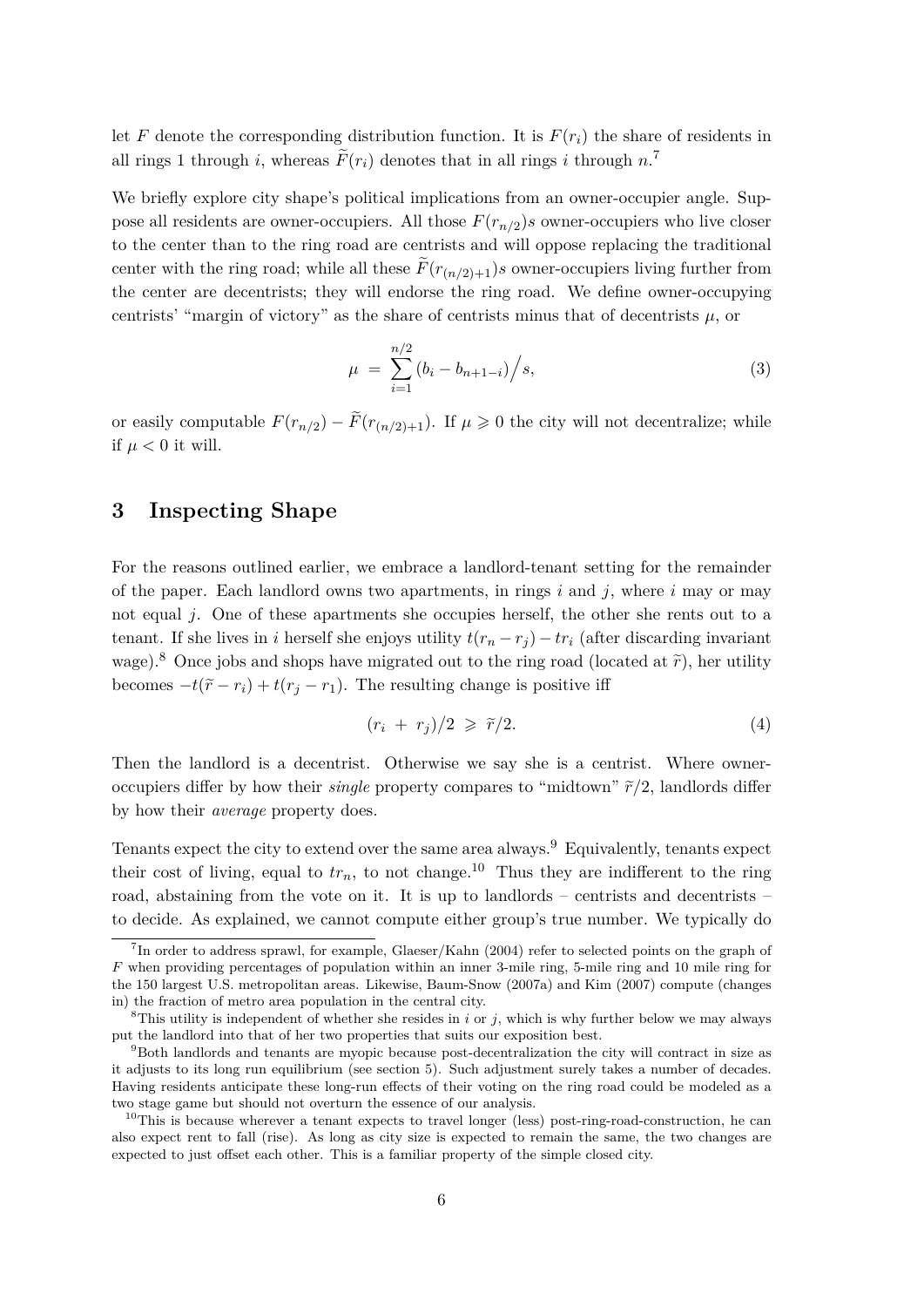let $F$ denote the corresponding distribution function. It is $F(r_i)$ the share of residents in all rings 1 through $i$, whereas $\widetilde{F}(r_i)$ denotes that in all rings $i$ through $n$.[7]

We briefly explore city shape's political implications from an owner-occupier angle. Suppose all residents are owner-occupiers. All those $F(r_{n/2})s$ owner-occupiers who live closer to the center than to the ring road are centrists and will oppose replacing the traditional center with the ring road; while all these $\widetilde{F}(r_{(n/2)+1})s$ owner-occupiers living further from the center are decentrists; they will endorse the ring road. We define owner-occupying centrists' "margin of victory" as the share of centrists minus that of decentrists $\mu$, or

$$\mu \;=\; \sum_{i=1}^{n/2} (b_i - b_{n+1-i}) \Big/ s, \tag{3}$$

or easily computable $F(r_{n/2}) - \widetilde{F}(r_{(n/2)+1})$. If $\mu \geqslant 0$ the city will not decentralize; while if $\mu < 0$ it will.

## 3 Inspecting Shape

For the reasons outlined earlier, we embrace a landlord-tenant setting for the remainder of the paper. Each landlord owns two apartments, in rings $i$ and $j$, where $i$ may or may not equal $j$. One of these apartments she occupies herself, the other she rents out to a tenant. If she lives in $i$ herself she enjoys utility $t(r_n - r_j) - tr_i$ (after discarding invariant wage).[8] Once jobs and shops have migrated out to the ring road (located at $\widetilde{r}$), her utility becomes $-t(\widetilde{r} - r_i) + t(r_j - r_1)$. The resulting change is positive iff

$$(r_i \;+\; r_j)/2 \;\geqslant\; \widetilde{r}/2. \tag{4}$$

Then the landlord is a decentrist. Otherwise we say she is a centrist. Where owner-occupiers differ by how their *single* property compares to "midtown" $\widetilde{r}/2$, landlords differ by how their *average* property does.

Tenants expect the city to extend over the same area always.[9] Equivalently, tenants expect their cost of living, equal to $tr_n$, to not change.[10] Thus they are indifferent to the ring road, abstaining from the vote on it. It is up to landlords – centrists and decentrists – to decide. As explained, we cannot compute either group's true number. We typically do

---

[7] In order to address sprawl, for example, Glaeser/Kahn (2004) refer to selected points on the graph of $F$ when providing percentages of population within an inner 3-mile ring, 5-mile ring and 10 mile ring for the 150 largest U.S. metropolitan areas. Likewise, Baum-Snow (2007a) and Kim (2007) compute (changes in) the fraction of metro area population in the central city.

[8] This utility is independent of whether she resides in $i$ or $j$, which is why further below we may always put the landlord into that of her two properties that suits our exposition best.

[9] Both landlords and tenants are myopic because post-decentralization the city will contract in size as it adjusts to its long run equilibrium (see section 5). Such adjustment surely takes a number of decades. Having residents anticipate these long-run effects of their voting on the ring road could be modeled as a two stage game but should not overturn the essence of our analysis.

[10] This is because wherever a tenant expects to travel longer (less) post-ring-road-construction, he can also expect rent to fall (rise). As long as city size is expected to remain the same, the two changes are expected to just offset each other. This is a familiar property of the simple closed city.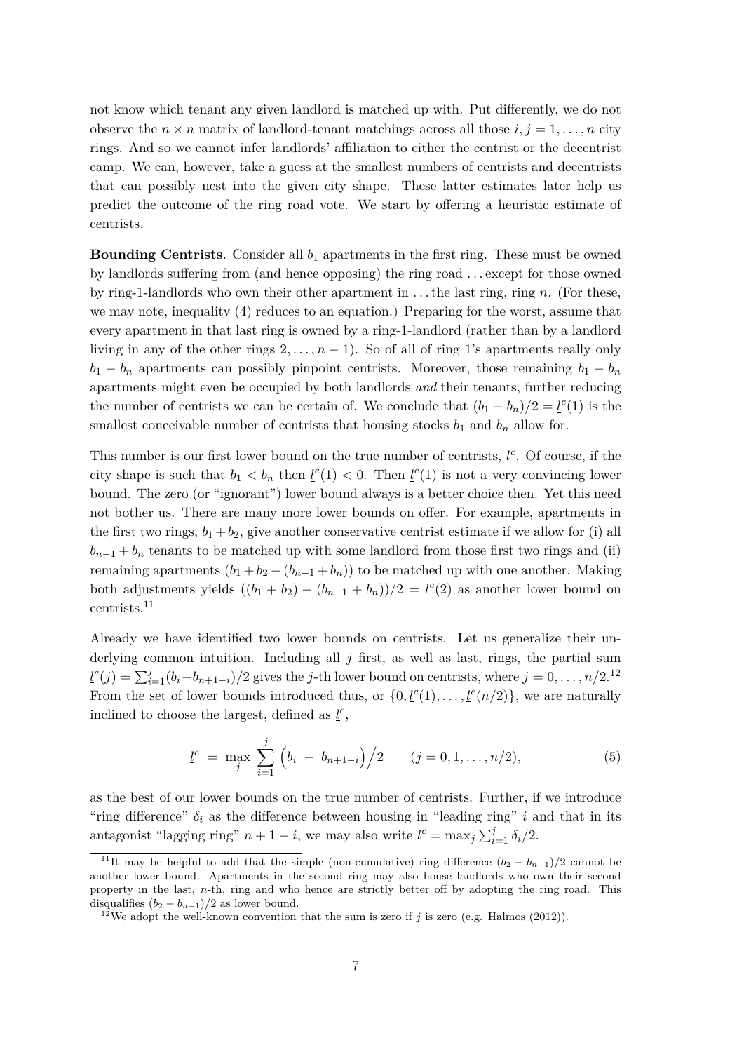not know which tenant any given landlord is matched up with. Put differently, we do not observe the $n \times n$ matrix of landlord-tenant matchings across all those $i, j = 1, \ldots, n$ city rings. And so we cannot infer landlords' affiliation to either the centrist or the decentrist camp. We can, however, take a guess at the smallest numbers of centrists and decentrists that can possibly nest into the given city shape. These latter estimates later help us predict the outcome of the ring road vote. We start by offering a heuristic estimate of centrists.

**Bounding Centrists**. Consider all $b_1$ apartments in the first ring. These must be owned by landlords suffering from (and hence opposing) the ring road ... except for those owned by ring-1-landlords who own their other apartment in ... the last ring, ring $n$. (For these, we may note, inequality (4) reduces to an equation.) Preparing for the worst, assume that every apartment in that last ring is owned by a ring-1-landlord (rather than by a landlord living in any of the other rings $2, \ldots, n-1$). So of all of ring 1's apartments really only $b_1 - b_n$ apartments can possibly pinpoint centrists. Moreover, those remaining $b_1 - b_n$ apartments might even be occupied by both landlords *and* their tenants, further reducing the number of centrists we can be certain of. We conclude that $(b_1 - b_n)/2 = \underline{l}^c(1)$ is the smallest conceivable number of centrists that housing stocks $b_1$ and $b_n$ allow for.

This number is our first lower bound on the true number of centrists, $l^c$. Of course, if the city shape is such that $b_1 < b_n$ then $\underline{l}^c(1) < 0$. Then $\underline{l}^c(1)$ is not a very convincing lower bound. The zero (or "ignorant") lower bound always is a better choice then. Yet this need not bother us. There are many more lower bounds on offer. For example, apartments in the first two rings, $b_1 + b_2$, give another conservative centrist estimate if we allow for (i) all $b_{n-1} + b_n$ tenants to be matched up with some landlord from those first two rings and (ii) remaining apartments $(b_1 + b_2 - (b_{n-1} + b_n))$ to be matched up with one another. Making both adjustments yields $((b_1 + b_2) - (b_{n-1} + b_n))/2 = \underline{l}^c(2)$ as another lower bound on centrists.[11]

Already we have identified two lower bounds on centrists. Let us generalize their underlying common intuition. Including all $j$ first, as well as last, rings, the partial sum $\underline{l}^c(j) = \sum_{i=1}^{j}(b_i - b_{n+1-i})/2$ gives the $j$-th lower bound on centrists, where $j = 0, \ldots, n/2$.[12] From the set of lower bounds introduced thus, or $\{0, \underline{l}^c(1), \ldots, \underline{l}^c(n/2)\}$, we are naturally inclined to choose the largest, defined as $\underline{l}^c$,

$$\underline{l}^c \;=\; \max_j \sum_{i=1}^{j} \Big(b_i \;-\; b_{n+1-i}\Big)\Big/2 \qquad (j = 0, 1, \ldots, n/2), \tag{5}$$

as the best of our lower bounds on the true number of centrists. Further, if we introduce "ring difference" $\delta_i$ as the difference between housing in "leading ring" $i$ and that in its antagonist "lagging ring" $n + 1 - i$, we may also write $\underline{l}^c = \max_j \sum_{i=1}^{j} \delta_i/2$.

[11] It may be helpful to add that the simple (non-cumulative) ring difference $(b_2 - b_{n-1})/2$ cannot be another lower bound. Apartments in the second ring may also house landlords who own their second property in the last, $n$-th, ring and who hence are strictly better off by adopting the ring road. This disqualifies $(b_2 - b_{n-1})/2$ as lower bound.

[12] We adopt the well-known convention that the sum is zero if $j$ is zero (e.g. Halmos (2012)).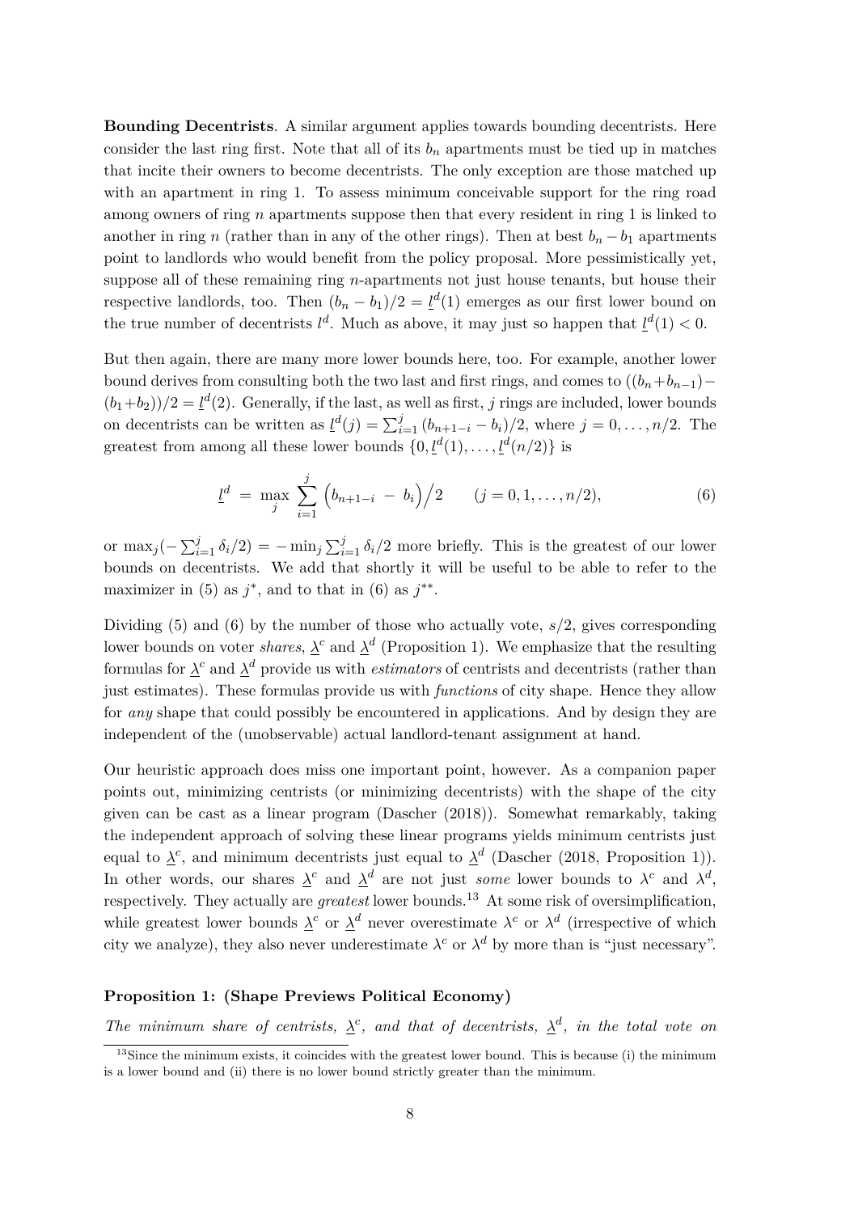**Bounding Decentrists**. A similar argument applies towards bounding decentrists. Here consider the last ring first. Note that all of its $b_n$ apartments must be tied up in matches that incite their owners to become decentrists. The only exception are those matched up with an apartment in ring 1. To assess minimum conceivable support for the ring road among owners of ring $n$ apartments suppose then that every resident in ring 1 is linked to another in ring $n$ (rather than in any of the other rings). Then at best $b_n - b_1$ apartments point to landlords who would benefit from the policy proposal. More pessimistically yet, suppose all of these remaining ring $n$-apartments not just house tenants, but house their respective landlords, too. Then $(b_n - b_1)/2 = \underline{l}^d(1)$ emerges as our first lower bound on the true number of decentrists $l^d$. Much as above, it may just so happen that $\underline{l}^d(1) < 0$.

But then again, there are many more lower bounds here, too. For example, another lower bound derives from consulting both the two last and first rings, and comes to $((b_n + b_{n-1}) - (b_1 + b_2))/2 = \underline{l}^d(2)$. Generally, if the last, as well as first, $j$ rings are included, lower bounds on decentrists can be written as $\underline{l}^d(j) = \sum_{i=1}^{j} (b_{n+1-i} - b_i)/2$, where $j = 0, \ldots, n/2$. The greatest from among all these lower bounds $\{0, \underline{l}^d(1), \ldots, \underline{l}^d(n/2)\}$ is

$$\underline{l}^d \ = \ \max_j \ \sum_{i=1}^{j} \Big( b_{n+1-i} \ - \ b_i \Big) \Big/ 2 \qquad (j = 0, 1, \ldots, n/2), \tag{6}$$

or $\max_j(-\sum_{i=1}^{j} \delta_i/2) = -\min_j \sum_{i=1}^{j} \delta_i/2$ more briefly. This is the greatest of our lower bounds on decentrists. We add that shortly it will be useful to be able to refer to the maximizer in (5) as $j^*$, and to that in (6) as $j^{**}$.

Dividing (5) and (6) by the number of those who actually vote, $s/2$, gives corresponding lower bounds on voter *shares*, $\underline{\lambda}^c$ and $\underline{\lambda}^d$ (Proposition 1). We emphasize that the resulting formulas for $\underline{\lambda}^c$ and $\underline{\lambda}^d$ provide us with *estimators* of centrists and decentrists (rather than just estimates). These formulas provide us with *functions* of city shape. Hence they allow for *any* shape that could possibly be encountered in applications. And by design they are independent of the (unobservable) actual landlord-tenant assignment at hand.

Our heuristic approach does miss one important point, however. As a companion paper points out, minimizing centrists (or minimizing decentrists) with the shape of the city given can be cast as a linear program (Dascher (2018)). Somewhat remarkably, taking the independent approach of solving these linear programs yields minimum centrists just equal to $\underline{\lambda}^c$, and minimum decentrists just equal to $\underline{\lambda}^d$ (Dascher (2018, Proposition 1)). In other words, our shares $\underline{\lambda}^c$ and $\underline{\lambda}^d$ are not just *some* lower bounds to $\lambda^c$ and $\lambda^d$, respectively. They actually are *greatest* lower bounds.[13] At some risk of oversimplification, while greatest lower bounds $\underline{\lambda}^c$ or $\underline{\lambda}^d$ never overestimate $\lambda^c$ or $\lambda^d$ (irrespective of which city we analyze), they also never underestimate $\lambda^c$ or $\lambda^d$ by more than is "just necessary".

**Proposition 1: (Shape Previews Political Economy)**

*The minimum share of centrists, $\underline{\lambda}^c$, and that of decentrists, $\underline{\lambda}^d$, in the total vote on*

[13] Since the minimum exists, it coincides with the greatest lower bound. This is because (i) the minimum is a lower bound and (ii) there is no lower bound strictly greater than the minimum.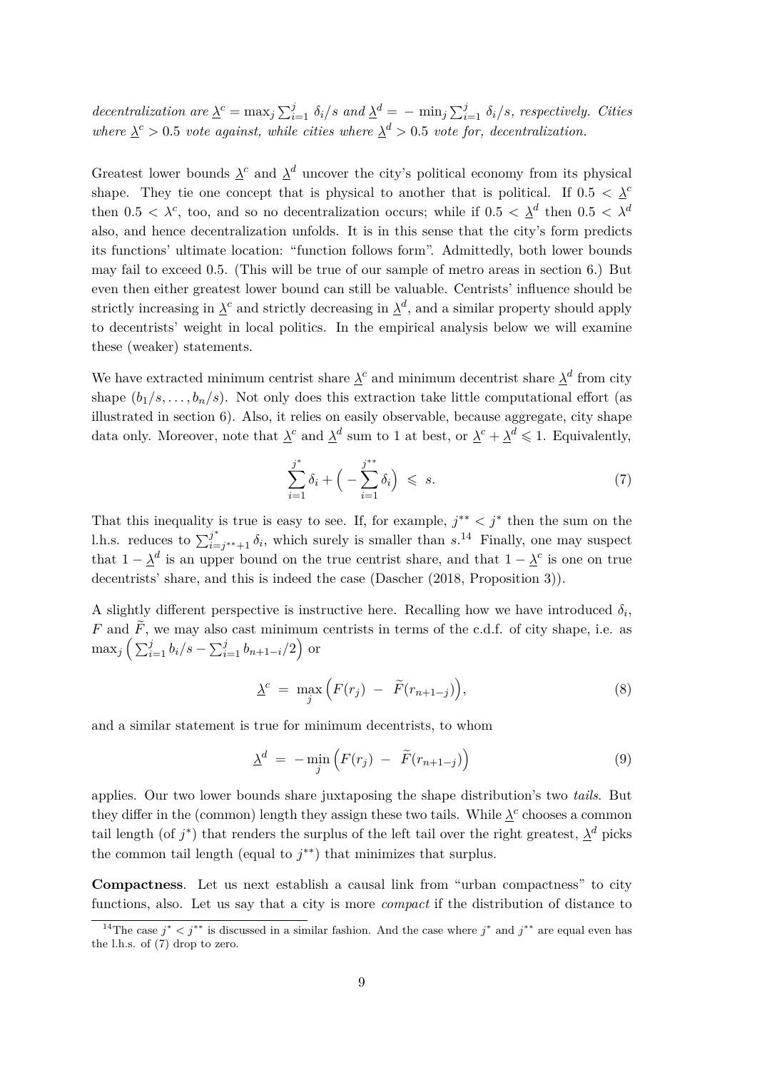*decentralization are $\underline{\lambda}^c = \max_j \sum_{i=1}^{j} \delta_i/s$ and $\underline{\lambda}^d = -\min_j \sum_{i=1}^{j} \delta_i/s$, respectively. Cities where $\underline{\lambda}^c > 0.5$ vote against, while cities where $\underline{\lambda}^d > 0.5$ vote for, decentralization.*

Greatest lower bounds $\underline{\lambda}^c$ and $\underline{\lambda}^d$ uncover the city's political economy from its physical shape. They tie one concept that is physical to another that is political. If $0.5 < \underline{\lambda}^c$ then $0.5 < \lambda^c$, too, and so no decentralization occurs; while if $0.5 < \underline{\lambda}^d$ then $0.5 < \lambda^d$ also, and hence decentralization unfolds. It is in this sense that the city's form predicts its functions' ultimate location: "function follows form". Admittedly, both lower bounds may fail to exceed 0.5. (This will be true of our sample of metro areas in section 6.) But even then either greatest lower bound can still be valuable. Centrists' influence should be strictly increasing in $\underline{\lambda}^c$ and strictly decreasing in $\underline{\lambda}^d$, and a similar property should apply to decentrists' weight in local politics. In the empirical analysis below we will examine these (weaker) statements.

We have extracted minimum centrist share $\underline{\lambda}^c$ and minimum decentrist share $\underline{\lambda}^d$ from city shape $(b_1/s, \ldots, b_n/s)$. Not only does this extraction take little computational effort (as illustrated in section 6). Also, it relies on easily observable, because aggregate, city shape data only. Moreover, note that $\underline{\lambda}^c$ and $\underline{\lambda}^d$ sum to 1 at best, or $\underline{\lambda}^c + \underline{\lambda}^d \leqslant 1$. Equivalently,

$$\sum_{i=1}^{j^*} \delta_i + \Big( -\sum_{i=1}^{j^{**}} \delta_i \Big) \;\leqslant\; s. \tag{7}$$

That this inequality is true is easy to see. If, for example, $j^{**} < j^*$ then the sum on the l.h.s. reduces to $\sum_{i=j^{**}+1}^{j^*} \delta_i$, which surely is smaller than $s$.[14] Finally, one may suspect that $1 - \underline{\lambda}^d$ is an upper bound on the true centrist share, and that $1 - \underline{\lambda}^c$ is one on true decentrists' share, and this is indeed the case (Dascher (2018, Proposition 3)).

A slightly different perspective is instructive here. Recalling how we have introduced $\delta_i$, $F$ and $\widetilde{F}$, we may also cast minimum centrists in terms of the c.d.f. of city shape, i.e. as $\max_j \Big( \sum_{i=1}^{j} b_i/s - \sum_{i=1}^{j} b_{n+1-i}/2 \Big)$ or

$$\underline{\lambda}^c \;=\; \max_j \Big( F(r_j) \;-\; \widetilde{F}(r_{n+1-j}) \Big), \tag{8}$$

and a similar statement is true for minimum decentrists, to whom

$$\underline{\lambda}^d \;=\; -\min_j \Big( F(r_j) \;-\; \widetilde{F}(r_{n+1-j}) \Big) \tag{9}$$

applies. Our two lower bounds share juxtaposing the shape distribution's two *tails*. But they differ in the (common) length they assign these two tails. While $\underline{\lambda}^c$ chooses a common tail length (of $j^*$) that renders the surplus of the left tail over the right greatest, $\underline{\lambda}^d$ picks the common tail length (equal to $j^{**}$) that minimizes that surplus.

**Compactness**. Let us next establish a causal link from "urban compactness" to city functions, also. Let us say that a city is more *compact* if the distribution of distance to

[14] The case $j^* < j^{**}$ is discussed in a similar fashion. And the case where $j^*$ and $j^{**}$ are equal even has the l.h.s. of (7) drop to zero.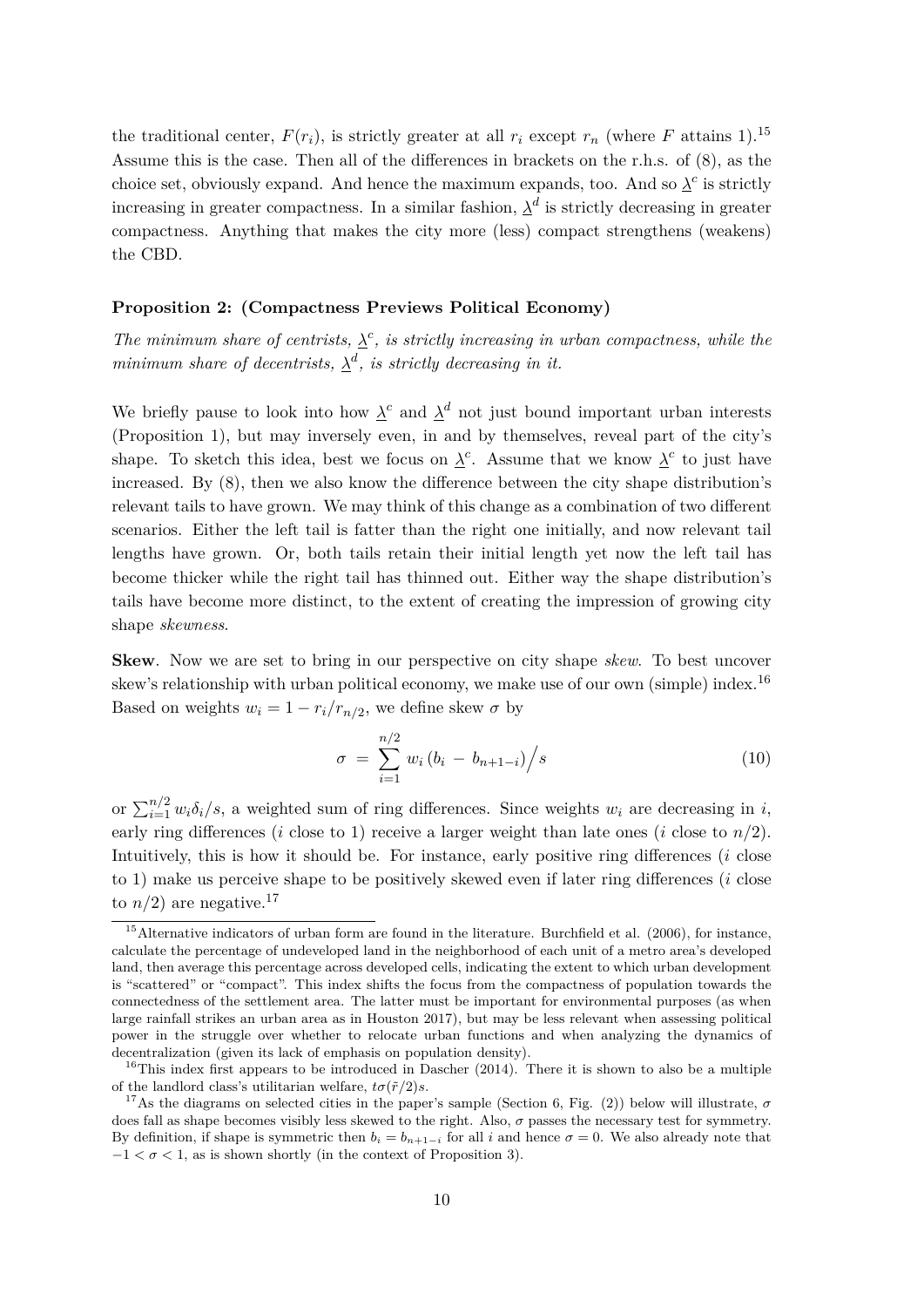the traditional center, $F(r_i)$, is strictly greater at all $r_i$ except $r_n$ (where $F$ attains 1).[15] Assume this is the case. Then all of the differences in brackets on the r.h.s. of (8), as the choice set, obviously expand. And hence the maximum expands, too. And so $\underline{\lambda}^c$ is strictly increasing in greater compactness. In a similar fashion, $\underline{\lambda}^d$ is strictly decreasing in greater compactness. Anything that makes the city more (less) compact strengthens (weakens) the CBD.

**Proposition 2: (Compactness Previews Political Economy)**

*The minimum share of centrists, $\underline{\lambda}^c$, is strictly increasing in urban compactness, while the minimum share of decentrists, $\underline{\lambda}^d$, is strictly decreasing in it.*

We briefly pause to look into how $\underline{\lambda}^c$ and $\underline{\lambda}^d$ not just bound important urban interests (Proposition 1), but may inversely even, in and by themselves, reveal part of the city's shape. To sketch this idea, best we focus on $\underline{\lambda}^c$. Assume that we know $\underline{\lambda}^c$ to just have increased. By (8), then we also know the difference between the city shape distribution's relevant tails to have grown. We may think of this change as a combination of two different scenarios. Either the left tail is fatter than the right one initially, and now relevant tail lengths have grown. Or, both tails retain their initial length yet now the left tail has become thicker while the right tail has thinned out. Either way the shape distribution's tails have become more distinct, to the extent of creating the impression of growing city shape *skewness*.

**Skew**. Now we are set to bring in our perspective on city shape *skew*. To best uncover skew's relationship with urban political economy, we make use of our own (simple) index.[16] Based on weights $w_i = 1 - r_i/r_{n/2}$, we define skew $\sigma$ by

$$\sigma = \sum_{i=1}^{n/2} w_i \left(b_i - b_{n+1-i}\right)\Big/ s \tag{10}$$

or $\sum_{i=1}^{n/2} w_i \delta_i / s$, a weighted sum of ring differences. Since weights $w_i$ are decreasing in $i$, early ring differences ($i$ close to 1) receive a larger weight than late ones ($i$ close to $n/2$). Intuitively, this is how it should be. For instance, early positive ring differences ($i$ close to 1) make us perceive shape to be positively skewed even if later ring differences ($i$ close to $n/2$) are negative.[17]

[15] Alternative indicators of urban form are found in the literature. Burchfield et al. (2006), for instance, calculate the percentage of undeveloped land in the neighborhood of each unit of a metro area's developed land, then average this percentage across developed cells, indicating the extent to which urban development is "scattered" or "compact". This index shifts the focus from the compactness of population towards the connectedness of the settlement area. The latter must be important for environmental purposes (as when large rainfall strikes an urban area as in Houston 2017), but may be less relevant when assessing political power in the struggle over whether to relocate urban functions and when analyzing the dynamics of decentralization (given its lack of emphasis on population density).

[16] This index first appears to be introduced in Dascher (2014). There it is shown to also be a multiple of the landlord class's utilitarian welfare, $t\sigma(\tilde{r}/2)s$.

[17] As the diagrams on selected cities in the paper's sample (Section 6, Fig. (2)) below will illustrate, $\sigma$ does fall as shape becomes visibly less skewed to the right. Also, $\sigma$ passes the necessary test for symmetry. By definition, if shape is symmetric then $b_i = b_{n+1-i}$ for all $i$ and hence $\sigma = 0$. We also already note that $-1 < \sigma < 1$, as is shown shortly (in the context of Proposition 3).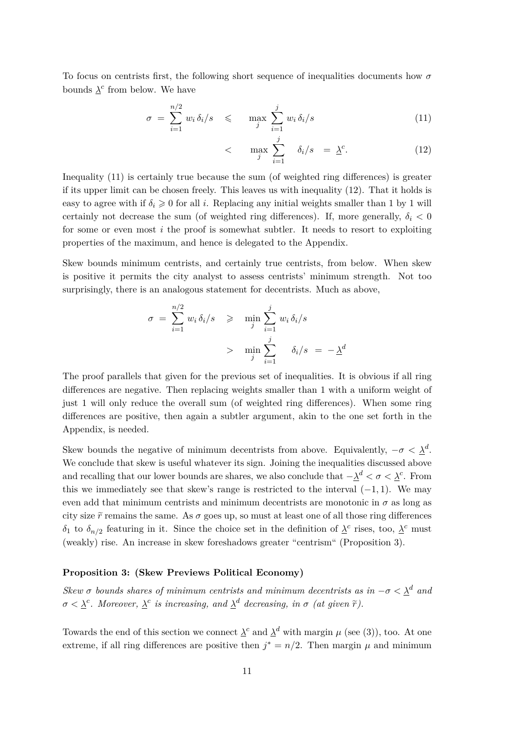To focus on centrists first, the following short sequence of inequalities documents how $\sigma$ bounds $\underline{\lambda}^c$ from below. We have

$$\sigma \;=\; \sum_{i=1}^{n/2} w_i\,\delta_i/s \quad\leqslant\quad \max_j \sum_{i=1}^{j} w_i\,\delta_i/s \tag{11}$$

$$<\quad \max_j \sum_{i=1}^{j} \quad \delta_i/s \;=\; \underline{\lambda}^c. \tag{12}$$

Inequality (11) is certainly true because the sum (of weighted ring differences) is greater if its upper limit can be chosen freely. This leaves us with inequality (12). That it holds is easy to agree with if $\delta_i \geqslant 0$ for all $i$. Replacing any initial weights smaller than 1 by 1 will certainly not decrease the sum (of weighted ring differences). If, more generally, $\delta_i < 0$ for some or even most $i$ the proof is somewhat subtler. It needs to resort to exploiting properties of the maximum, and hence is delegated to the Appendix.

Skew bounds minimum centrists, and certainly true centrists, from below. When skew is positive it permits the city analyst to assess centrists' minimum strength. Not too surprisingly, there is an analogous statement for decentrists. Much as above,

$$\sigma \;=\; \sum_{i=1}^{n/2} w_i\,\delta_i/s \quad\geqslant\quad \min_j \sum_{i=1}^{j} w_i\,\delta_i/s$$

$$>\quad \min_j \sum_{i=1}^{j} \quad \delta_i/s \;=\; -\underline{\lambda}^d$$

The proof parallels that given for the previous set of inequalities. It is obvious if all ring differences are negative. Then replacing weights smaller than 1 with a uniform weight of just 1 will only reduce the overall sum (of weighted ring differences). When some ring differences are positive, then again a subtler argument, akin to the one set forth in the Appendix, is needed.

Skew bounds the negative of minimum decentrists from above. Equivalently, $-\sigma < \underline{\lambda}^d$. We conclude that skew is useful whatever its sign. Joining the inequalities discussed above and recalling that our lower bounds are shares, we also conclude that $-\underline{\lambda}^d < \sigma < \underline{\lambda}^c$. From this we immediately see that skew's range is restricted to the interval $(-1, 1)$. We may even add that minimum centrists and minimum decentrists are monotonic in $\sigma$ as long as city size $\widetilde{r}$ remains the same. As $\sigma$ goes up, so must at least one of all those ring differences $\delta_1$ to $\delta_{n/2}$ featuring in it. Since the choice set in the definition of $\underline{\lambda}^c$ rises, too, $\underline{\lambda}^c$ must (weakly) rise. An increase in skew foreshadows greater "centrism" (Proposition 3).

**Proposition 3: (Skew Previews Political Economy)**

*Skew $\sigma$ bounds shares of minimum centrists and minimum decentrists as in $-\sigma < \underline{\lambda}^d$ and $\sigma < \underline{\lambda}^c$. Moreover, $\underline{\lambda}^c$ is increasing, and $\underline{\lambda}^d$ decreasing, in $\sigma$ (at given $\widetilde{r}$).*

Towards the end of this section we connect $\underline{\lambda}^c$ and $\underline{\lambda}^d$ with margin $\mu$ (see (3)), too. At one extreme, if all ring differences are positive then $j^* = n/2$. Then margin $\mu$ and minimum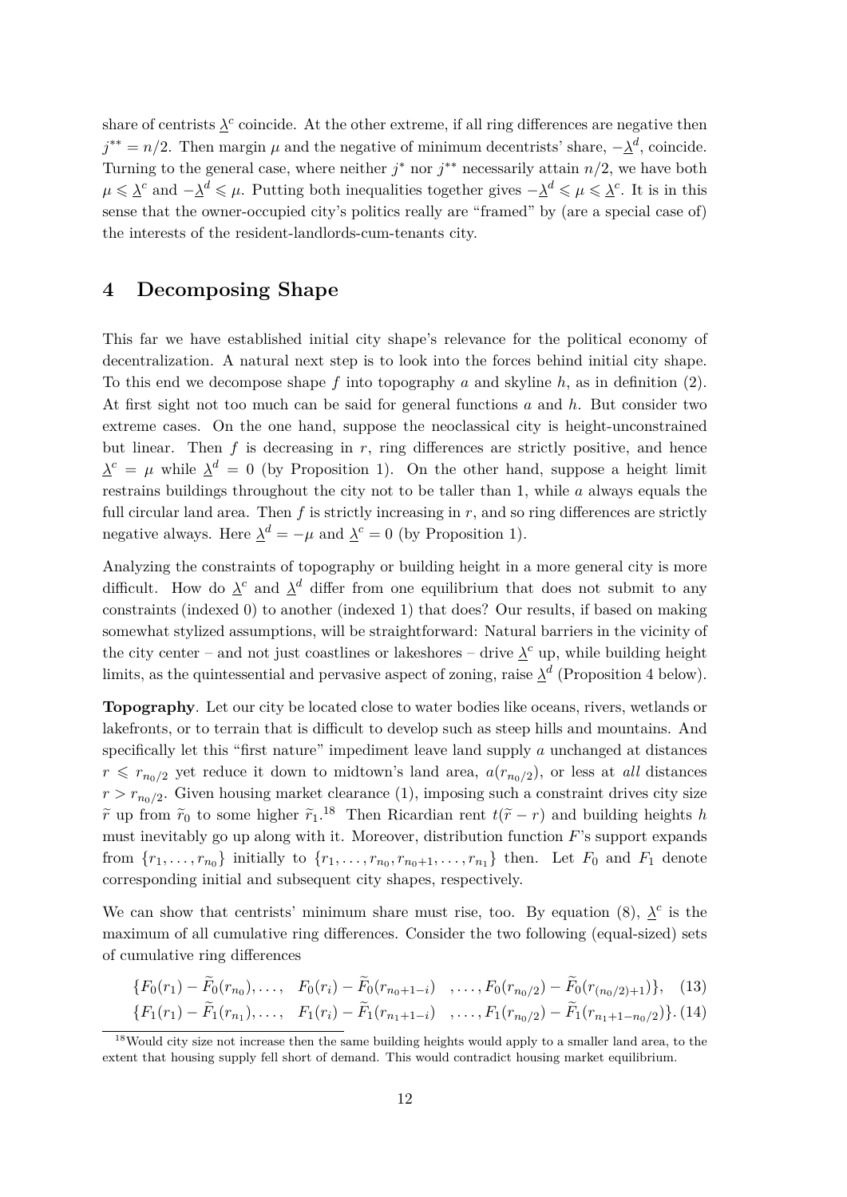share of centrists $\underline{\lambda}^c$ coincide. At the other extreme, if all ring differences are negative then $j^{**} = n/2$. Then margin $\mu$ and the negative of minimum decentrists' share, $-\underline{\lambda}^d$, coincide. Turning to the general case, where neither $j^*$ nor $j^{**}$ necessarily attain $n/2$, we have both $\mu \leqslant \underline{\lambda}^c$ and $-\underline{\lambda}^d \leqslant \mu$. Putting both inequalities together gives $-\underline{\lambda}^d \leqslant \mu \leqslant \underline{\lambda}^c$. It is in this sense that the owner-occupied city's politics really are "framed" by (are a special case of) the interests of the resident-landlords-cum-tenants city.

## 4 Decomposing Shape

This far we have established initial city shape's relevance for the political economy of decentralization. A natural next step is to look into the forces behind initial city shape. To this end we decompose shape $f$ into topography $a$ and skyline $h$, as in definition (2). At first sight not too much can be said for general functions $a$ and $h$. But consider two extreme cases. On the one hand, suppose the neoclassical city is height-unconstrained but linear. Then $f$ is decreasing in $r$, ring differences are strictly positive, and hence $\underline{\lambda}^c = \mu$ while $\underline{\lambda}^d = 0$ (by Proposition 1). On the other hand, suppose a height limit restrains buildings throughout the city not to be taller than 1, while $a$ always equals the full circular land area. Then $f$ is strictly increasing in $r$, and so ring differences are strictly negative always. Here $\underline{\lambda}^d = -\mu$ and $\underline{\lambda}^c = 0$ (by Proposition 1).

Analyzing the constraints of topography or building height in a more general city is more difficult. How do $\underline{\lambda}^c$ and $\underline{\lambda}^d$ differ from one equilibrium that does not submit to any constraints (indexed 0) to another (indexed 1) that does? Our results, if based on making somewhat stylized assumptions, will be straightforward: Natural barriers in the vicinity of the city center – and not just coastlines or lakeshores – drive $\underline{\lambda}^c$ up, while building height limits, as the quintessential and pervasive aspect of zoning, raise $\underline{\lambda}^d$ (Proposition 4 below).

**Topography**. Let our city be located close to water bodies like oceans, rivers, wetlands or lakefronts, or to terrain that is difficult to develop such as steep hills and mountains. And specifically let this "first nature" impediment leave land supply $a$ unchanged at distances $r \leqslant r_{n_0/2}$ yet reduce it down to midtown's land area, $a(r_{n_0/2})$, or less at *all* distances $r > r_{n_0/2}$. Given housing market clearance (1), imposing such a constraint drives city size $\widetilde{r}$ up from $\widetilde{r}_0$ to some higher $\widetilde{r}_1$.[18] Then Ricardian rent $t(\widetilde{r} - r)$ and building heights $h$ must inevitably go up along with it. Moreover, distribution function $F$'s support expands from $\{r_1, \ldots, r_{n_0}\}$ initially to $\{r_1, \ldots, r_{n_0}, r_{n_0+1}, \ldots, r_{n_1}\}$ then. Let $F_0$ and $F_1$ denote corresponding initial and subsequent city shapes, respectively.

We can show that centrists' minimum share must rise, too. By equation (8), $\underline{\lambda}^c$ is the maximum of all cumulative ring differences. Consider the two following (equal-sized) sets of cumulative ring differences

$$\{F_0(r_1) - \widetilde{F}_0(r_{n_0}), \ldots, \quad F_0(r_i) - \widetilde{F}_0(r_{n_0+1-i}) \quad, \ldots, F_0(r_{n_0/2}) - \widetilde{F}_0(r_{(n_0/2)+1})\}, \quad (13)$$

$$\{F_1(r_1) - \widetilde{F}_1(r_{n_1}), \ldots, \quad F_1(r_i) - \widetilde{F}_1(r_{n_1+1-i}) \quad, \ldots, F_1(r_{n_0/2}) - \widetilde{F}_1(r_{n_1+1-n_0/2})\}. \quad (14)$$

[18] Would city size not increase then the same building heights would apply to a smaller land area, to the extent that housing supply fell short of demand. This would contradict housing market equilibrium.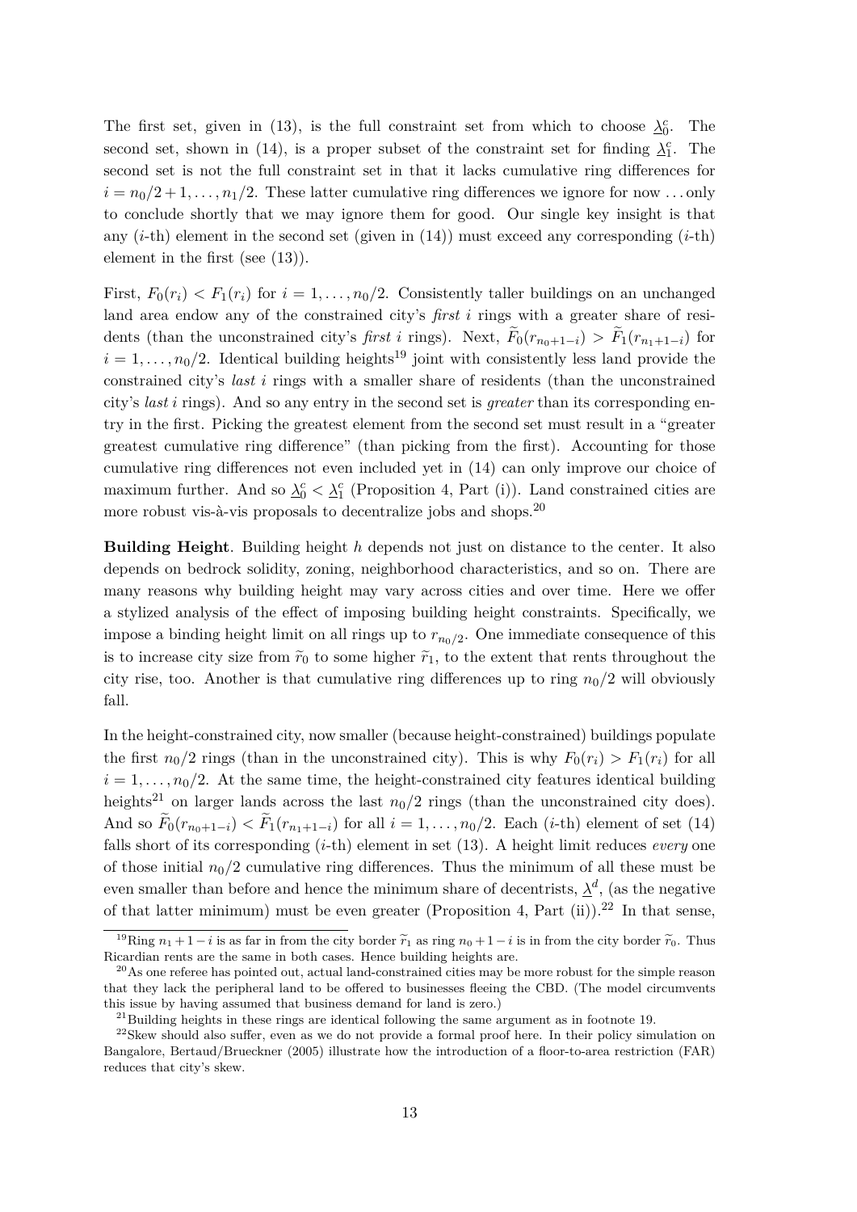The first set, given in (13), is the full constraint set from which to choose $\underline{\lambda}_0^c$. The second set, shown in (14), is a proper subset of the constraint set for finding $\underline{\lambda}_1^c$. The second set is not the full constraint set in that it lacks cumulative ring differences for $i = n_0/2+1, \ldots, n_1/2$. These latter cumulative ring differences we ignore for now ... only to conclude shortly that we may ignore them for good. Our single key insight is that any ($i$-th) element in the second set (given in (14)) must exceed any corresponding ($i$-th) element in the first (see (13)).

First, $F_0(r_i) < F_1(r_i)$ for $i = 1, \ldots, n_0/2$. Consistently taller buildings on an unchanged land area endow any of the constrained city's *first* $i$ rings with a greater share of residents (than the unconstrained city's *first* $i$ rings). Next, $\widetilde{F}_0(r_{n_0+1-i}) > \widetilde{F}_1(r_{n_1+1-i})$ for $i = 1, \ldots, n_0/2$. Identical building heights[19] joint with consistently less land provide the constrained city's *last* $i$ rings with a smaller share of residents (than the unconstrained city's *last* $i$ rings). And so any entry in the second set is *greater* than its corresponding entry in the first. Picking the greatest element from the second set must result in a "greater greatest cumulative ring difference" (than picking from the first). Accounting for those cumulative ring differences not even included yet in (14) can only improve our choice of maximum further. And so $\underline{\lambda}_0^c < \underline{\lambda}_1^c$ (Proposition 4, Part (i)). Land constrained cities are more robust vis-à-vis proposals to decentralize jobs and shops.[20]

**Building Height**. Building height $h$ depends not just on distance to the center. It also depends on bedrock solidity, zoning, neighborhood characteristics, and so on. There are many reasons why building height may vary across cities and over time. Here we offer a stylized analysis of the effect of imposing building height constraints. Specifically, we impose a binding height limit on all rings up to $r_{n_0/2}$. One immediate consequence of this is to increase city size from $\widetilde{r}_0$ to some higher $\widetilde{r}_1$, to the extent that rents throughout the city rise, too. Another is that cumulative ring differences up to ring $n_0/2$ will obviously fall.

In the height-constrained city, now smaller (because height-constrained) buildings populate the first $n_0/2$ rings (than in the unconstrained city). This is why $F_0(r_i) > F_1(r_i)$ for all $i = 1, \ldots, n_0/2$. At the same time, the height-constrained city features identical building heights[21] on larger lands across the last $n_0/2$ rings (than the unconstrained city does). And so $\widetilde{F}_0(r_{n_0+1-i}) < \widetilde{F}_1(r_{n_1+1-i})$ for all $i = 1, \ldots, n_0/2$. Each ($i$-th) element of set (14) falls short of its corresponding ($i$-th) element in set (13). A height limit reduces *every* one of those initial $n_0/2$ cumulative ring differences. Thus the minimum of all these must be even smaller than before and hence the minimum share of decentrists, $\underline{\lambda}^d$, (as the negative of that latter minimum) must be even greater (Proposition 4, Part (ii)).[22] In that sense,

[19] Ring $n_1+1-i$ is as far in from the city border $\widetilde{r}_1$ as ring $n_0+1-i$ is in from the city border $\widetilde{r}_0$. Thus Ricardian rents are the same in both cases. Hence building heights are.

[20] As one referee has pointed out, actual land-constrained cities may be more robust for the simple reason that they lack the peripheral land to be offered to businesses fleeing the CBD. (The model circumvents this issue by having assumed that business demand for land is zero.)

[21] Building heights in these rings are identical following the same argument as in footnote 19.

[22] Skew should also suffer, even as we do not provide a formal proof here. In their policy simulation on Bangalore, Bertaud/Brueckner (2005) illustrate how the introduction of a floor-to-area restriction (FAR) reduces that city's skew.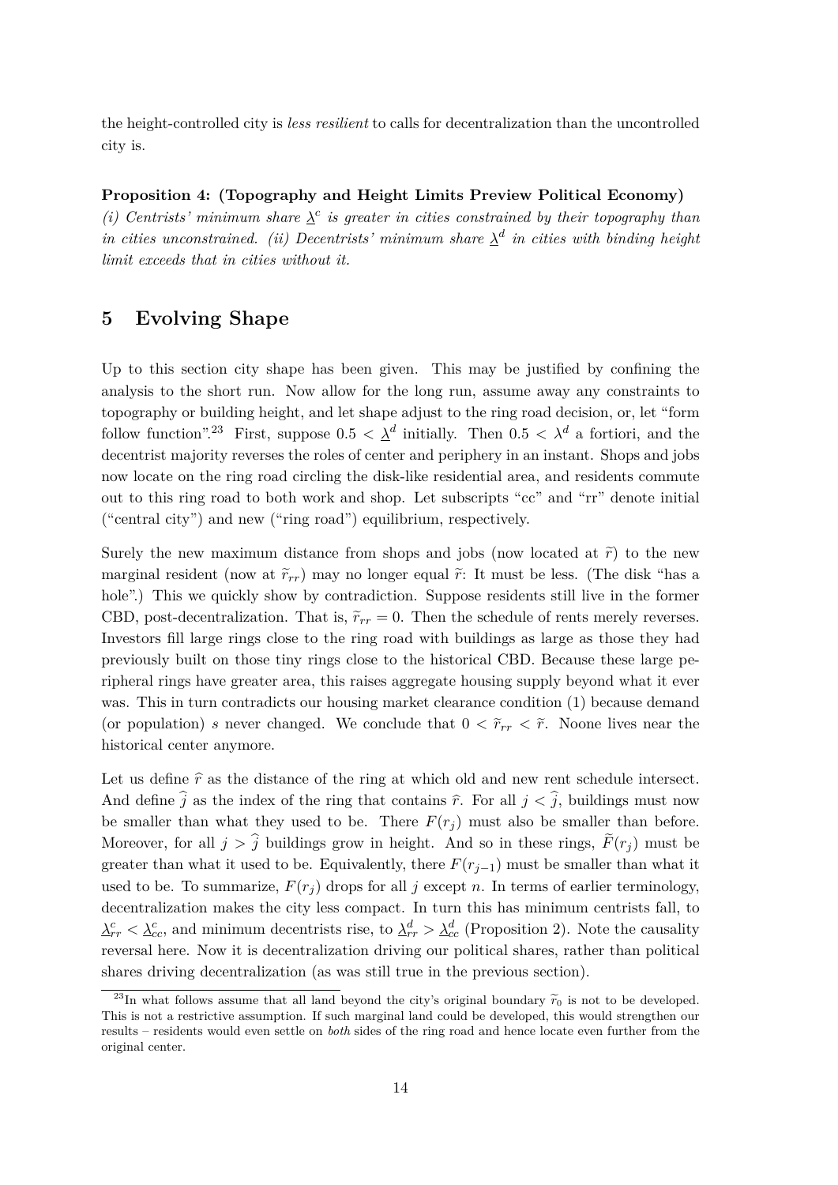the height-controlled city is *less resilient* to calls for decentralization than the uncontrolled city is.

**Proposition 4: (Topography and Height Limits Preview Political Economy)**
*(i) Centrists' minimum share $\underline{\lambda}^c$ is greater in cities constrained by their topography than in cities unconstrained. (ii) Decentrists' minimum share $\underline{\lambda}^d$ in cities with binding height limit exceeds that in cities without it.*

## 5 Evolving Shape

Up to this section city shape has been given. This may be justified by confining the analysis to the short run. Now allow for the long run, assume away any constraints to topography or building height, and let shape adjust to the ring road decision, or, let "form follow function".[23] First, suppose $0.5 < \underline{\lambda}^d$ initially. Then $0.5 < \lambda^d$ a fortiori, and the decentrist majority reverses the roles of center and periphery in an instant. Shops and jobs now locate on the ring road circling the disk-like residential area, and residents commute out to this ring road to both work and shop. Let subscripts "cc" and "rr" denote initial ("central city") and new ("ring road") equilibrium, respectively.

Surely the new maximum distance from shops and jobs (now located at $\widetilde{r}$) to the new marginal resident (now at $\widetilde{r}_{rr}$) may no longer equal $\widetilde{r}$: It must be less. (The disk "has a hole".) This we quickly show by contradiction. Suppose residents still live in the former CBD, post-decentralization. That is, $\widetilde{r}_{rr} = 0$. Then the schedule of rents merely reverses. Investors fill large rings close to the ring road with buildings as large as those they had previously built on those tiny rings close to the historical CBD. Because these large peripheral rings have greater area, this raises aggregate housing supply beyond what it ever was. This in turn contradicts our housing market clearance condition (1) because demand (or population) $s$ never changed. We conclude that $0 < \widetilde{r}_{rr} < \widetilde{r}$. Noone lives near the historical center anymore.

Let us define $\widehat{r}$ as the distance of the ring at which old and new rent schedule intersect. And define $\widehat{j}$ as the index of the ring that contains $\widehat{r}$. For all $j < \widehat{j}$, buildings must now be smaller than what they used to be. There $F(r_j)$ must also be smaller than before. Moreover, for all $j > \widehat{j}$ buildings grow in height. And so in these rings, $\widetilde{F}(r_j)$ must be greater than what it used to be. Equivalently, there $F(r_{j-1})$ must be smaller than what it used to be. To summarize, $F(r_j)$ drops for all $j$ except $n$. In terms of earlier terminology, decentralization makes the city less compact. In turn this has minimum centrists fall, to $\underline{\lambda}^c_{rr} < \underline{\lambda}^c_{cc}$, and minimum decentrists rise, to $\underline{\lambda}^d_{rr} > \underline{\lambda}^d_{cc}$ (Proposition 2). Note the causality reversal here. Now it is decentralization driving our political shares, rather than political shares driving decentralization (as was still true in the previous section).

[23]In what follows assume that all land beyond the city's original boundary $\widetilde{r}_0$ is not to be developed. This is not a restrictive assumption. If such marginal land could be developed, this would strengthen our results – residents would even settle on *both* sides of the ring road and hence locate even further from the original center.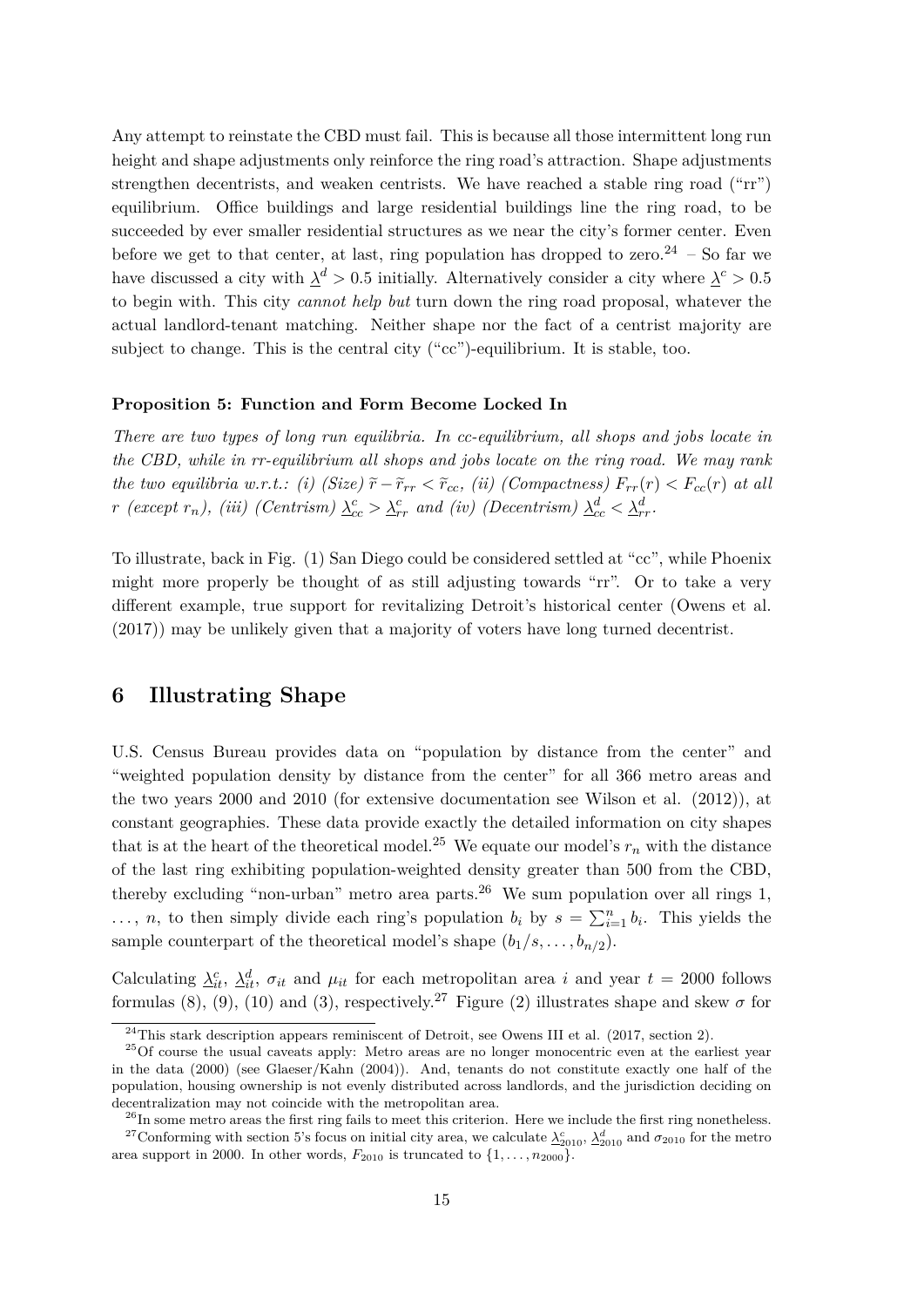Any attempt to reinstate the CBD must fail. This is because all those intermittent long run height and shape adjustments only reinforce the ring road's attraction. Shape adjustments strengthen decentrists, and weaken centrists. We have reached a stable ring road ("rr") equilibrium. Office buildings and large residential buildings line the ring road, to be succeeded by ever smaller residential structures as we near the city's former center. Even before we get to that center, at last, ring population has dropped to zero.[24] – So far we have discussed a city with $\underline{\lambda}^d > 0.5$ initially. Alternatively consider a city where $\underline{\lambda}^c > 0.5$ to begin with. This city *cannot help but* turn down the ring road proposal, whatever the actual landlord-tenant matching. Neither shape nor the fact of a centrist majority are subject to change. This is the central city ("cc")-equilibrium. It is stable, too.

**Proposition 5: Function and Form Become Locked In**

*There are two types of long run equilibria. In cc-equilibrium, all shops and jobs locate in the CBD, while in rr-equilibrium all shops and jobs locate on the ring road. We may rank the two equilibria w.r.t.: (i) (Size) $\tilde{r} - \tilde{r}_{rr} < \tilde{r}_{cc}$, (ii) (Compactness) $F_{rr}(r) < F_{cc}(r)$ at all $r$ (except $r_n$), (iii) (Centrism) $\underline{\lambda}^c_{cc} > \underline{\lambda}^c_{rr}$ and (iv) (Decentrism) $\underline{\lambda}^d_{cc} < \underline{\lambda}^d_{rr}$.*

To illustrate, back in Fig. (1) San Diego could be considered settled at "cc", while Phoenix might more properly be thought of as still adjusting towards "rr". Or to take a very different example, true support for revitalizing Detroit's historical center (Owens et al. (2017)) may be unlikely given that a majority of voters have long turned decentrist.

## 6 Illustrating Shape

U.S. Census Bureau provides data on "population by distance from the center" and "weighted population density by distance from the center" for all 366 metro areas and the two years 2000 and 2010 (for extensive documentation see Wilson et al. (2012)), at constant geographies. These data provide exactly the detailed information on city shapes that is at the heart of the theoretical model.[25] We equate our model's $r_n$ with the distance of the last ring exhibiting population-weighted density greater than 500 from the CBD, thereby excluding "non-urban" metro area parts.[26] We sum population over all rings 1, $\dots$, $n$, to then simply divide each ring's population $b_i$ by $s = \sum_{i=1}^{n} b_i$. This yields the sample counterpart of the theoretical model's shape $(b_1/s, \dots, b_{n/2})$.

Calculating $\underline{\lambda}^c_{it}$, $\underline{\lambda}^d_{it}$, $\sigma_{it}$ and $\mu_{it}$ for each metropolitan area $i$ and year $t = 2000$ follows formulas (8), (9), (10) and (3), respectively.[27] Figure (2) illustrates shape and skew $\sigma$ for

[24] This stark description appears reminiscent of Detroit, see Owens III et al. (2017, section 2).

[25] Of course the usual caveats apply: Metro areas are no longer monocentric even at the earliest year in the data (2000) (see Glaeser/Kahn (2004)). And, tenants do not constitute exactly one half of the population, housing ownership is not evenly distributed across landlords, and the jurisdiction deciding on decentralization may not coincide with the metropolitan area.

[26] In some metro areas the first ring fails to meet this criterion. Here we include the first ring nonetheless.

[27] Conforming with section 5's focus on initial city area, we calculate $\underline{\lambda}^c_{2010}$, $\underline{\lambda}^d_{2010}$ and $\sigma_{2010}$ for the metro area support in 2000. In other words, $F_{2010}$ is truncated to $\{1, \dots, n_{2000}\}$.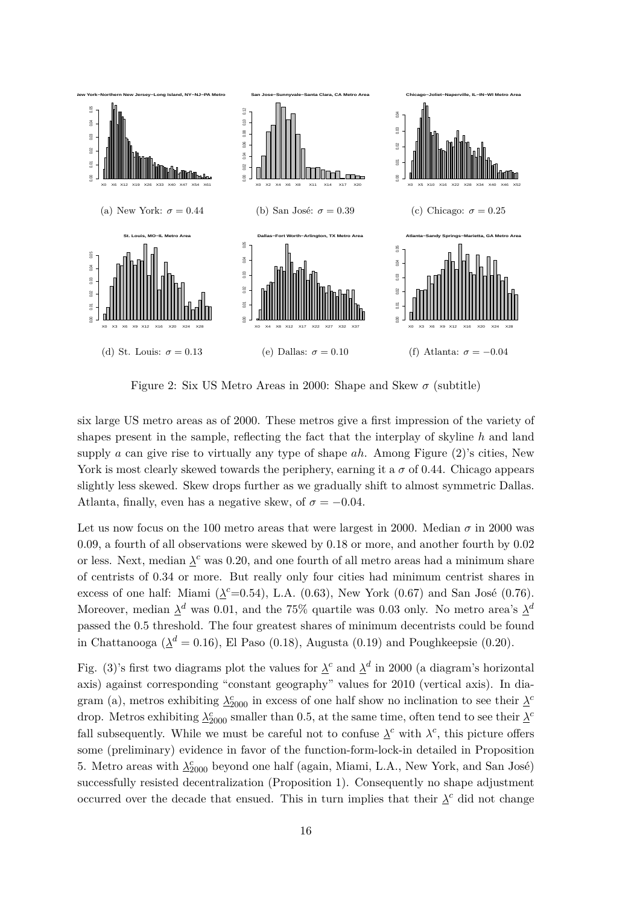(a) New York: $\sigma = 0.44$

(b) San José: $\sigma = 0.39$

(c) Chicago: $\sigma = 0.25$

(d) St. Louis: $\sigma = 0.13$

(e) Dallas: $\sigma = 0.10$

(f) Atlanta: $\sigma = -0.04$

Figure 2: Six US Metro Areas in 2000: Shape and Skew $\sigma$ (subtitle)

six large US metro areas as of 2000. These metros give a first impression of the variety of shapes present in the sample, reflecting the fact that the interplay of skyline $h$ and land supply $a$ can give rise to virtually any type of shape $ah$. Among Figure (2)'s cities, New York is most clearly skewed towards the periphery, earning it a $\sigma$ of 0.44. Chicago appears slightly less skewed. Skew drops further as we gradually shift to almost symmetric Dallas. Atlanta, finally, even has a negative skew, of $\sigma = -0.04$.

Let us now focus on the 100 metro areas that were largest in 2000. Median $\sigma$ in 2000 was 0.09, a fourth of all observations were skewed by 0.18 or more, and another fourth by 0.02 or less. Next, median $\underline{\lambda}^c$ was 0.20, and one fourth of all metro areas had a minimum share of centrists of 0.34 or more. But really only four cities had minimum centrist shares in excess of one half: Miami ($\underline{\lambda}^c$=0.54), L.A. (0.63), New York (0.67) and San José (0.76). Moreover, median $\underline{\lambda}^d$ was 0.01, and the 75% quartile was 0.03 only. No metro area's $\underline{\lambda}^d$ passed the 0.5 threshold. The four greatest shares of minimum decentrists could be found in Chattanooga ($\underline{\lambda}^d = 0.16$), El Paso (0.18), Augusta (0.19) and Poughkeepsie (0.20).

Fig. (3)'s first two diagrams plot the values for $\underline{\lambda}^c$ and $\underline{\lambda}^d$ in 2000 (a diagram's horizontal axis) against corresponding "constant geography" values for 2010 (vertical axis). In diagram (a), metros exhibiting $\underline{\lambda}^c_{2000}$ in excess of one half show no inclination to see their $\underline{\lambda}^c$ drop. Metros exhibiting $\underline{\lambda}^c_{2000}$ smaller than 0.5, at the same time, often tend to see their $\underline{\lambda}^c$ fall subsequently. While we must be careful not to confuse $\underline{\lambda}^c$ with $\lambda^c$, this picture offers some (preliminary) evidence in favor of the function-form-lock-in detailed in Proposition 5. Metro areas with $\underline{\lambda}^c_{2000}$ beyond one half (again, Miami, L.A., New York, and San José) successfully resisted decentralization (Proposition 1). Consequently no shape adjustment occurred over the decade that ensued. This in turn implies that their $\underline{\lambda}^c$ did not change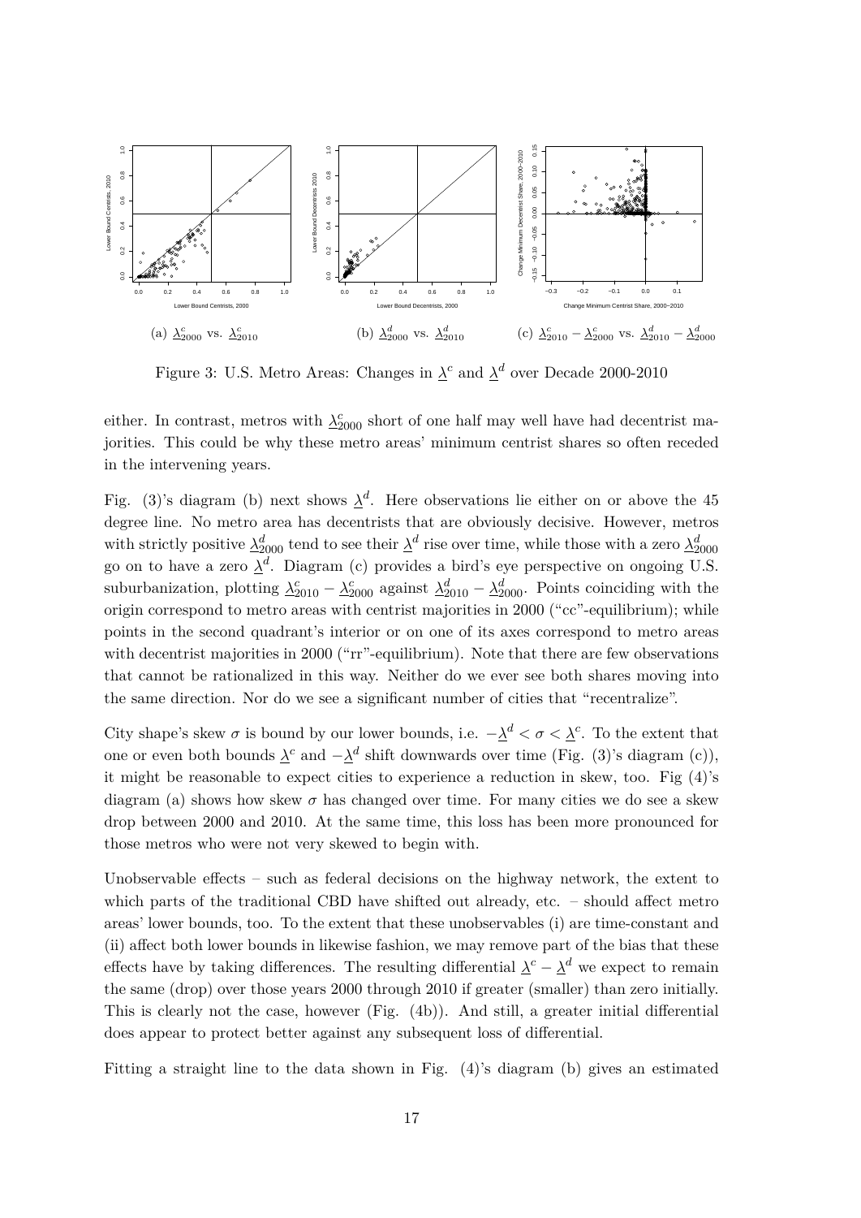(a) $\underline{\lambda}^c_{2000}$ vs. $\underline{\lambda}^c_{2010}$ (b) $\underline{\lambda}^d_{2000}$ vs. $\underline{\lambda}^d_{2010}$ (c) $\underline{\lambda}^c_{2010} - \underline{\lambda}^c_{2000}$ vs. $\underline{\lambda}^d_{2010} - \underline{\lambda}^d_{2000}$

Figure 3: U.S. Metro Areas: Changes in $\underline{\lambda}^c$ and $\underline{\lambda}^d$ over Decade 2000-2010

either. In contrast, metros with $\underline{\lambda}^c_{2000}$ short of one half may well have had decentrist majorities. This could be why these metro areas' minimum centrist shares so often receded in the intervening years.

Fig. (3)'s diagram (b) next shows $\underline{\lambda}^d$. Here observations lie either on or above the 45 degree line. No metro area has decentrists that are obviously decisive. However, metros with strictly positive $\underline{\lambda}^d_{2000}$ tend to see their $\underline{\lambda}^d$ rise over time, while those with a zero $\underline{\lambda}^d_{2000}$ go on to have a zero $\underline{\lambda}^d$. Diagram (c) provides a bird's eye perspective on ongoing U.S. suburbanization, plotting $\underline{\lambda}^c_{2010} - \underline{\lambda}^c_{2000}$ against $\underline{\lambda}^d_{2010} - \underline{\lambda}^d_{2000}$. Points coinciding with the origin correspond to metro areas with centrist majorities in 2000 ("cc"-equilibrium); while points in the second quadrant's interior or on one of its axes correspond to metro areas with decentrist majorities in 2000 ("rr"-equilibrium). Note that there are few observations that cannot be rationalized in this way. Neither do we ever see both shares moving into the same direction. Nor do we see a significant number of cities that "recentralize".

City shape's skew $\sigma$ is bound by our lower bounds, i.e. $-\underline{\lambda}^d < \sigma < \underline{\lambda}^c$. To the extent that one or even both bounds $\underline{\lambda}^c$ and $-\underline{\lambda}^d$ shift downwards over time (Fig. (3)'s diagram (c)), it might be reasonable to expect cities to experience a reduction in skew, too. Fig (4)'s diagram (a) shows how skew $\sigma$ has changed over time. For many cities we do see a skew drop between 2000 and 2010. At the same time, this loss has been more pronounced for those metros who were not very skewed to begin with.

Unobservable effects – such as federal decisions on the highway network, the extent to which parts of the traditional CBD have shifted out already, etc. – should affect metro areas' lower bounds, too. To the extent that these unobservables (i) are time-constant and (ii) affect both lower bounds in likewise fashion, we may remove part of the bias that these effects have by taking differences. The resulting differential $\underline{\lambda}^c - \underline{\lambda}^d$ we expect to remain the same (drop) over those years 2000 through 2010 if greater (smaller) than zero initially. This is clearly not the case, however (Fig. (4b)). And still, a greater initial differential does appear to protect better against any subsequent loss of differential.

Fitting a straight line to the data shown in Fig. (4)'s diagram (b) gives an estimated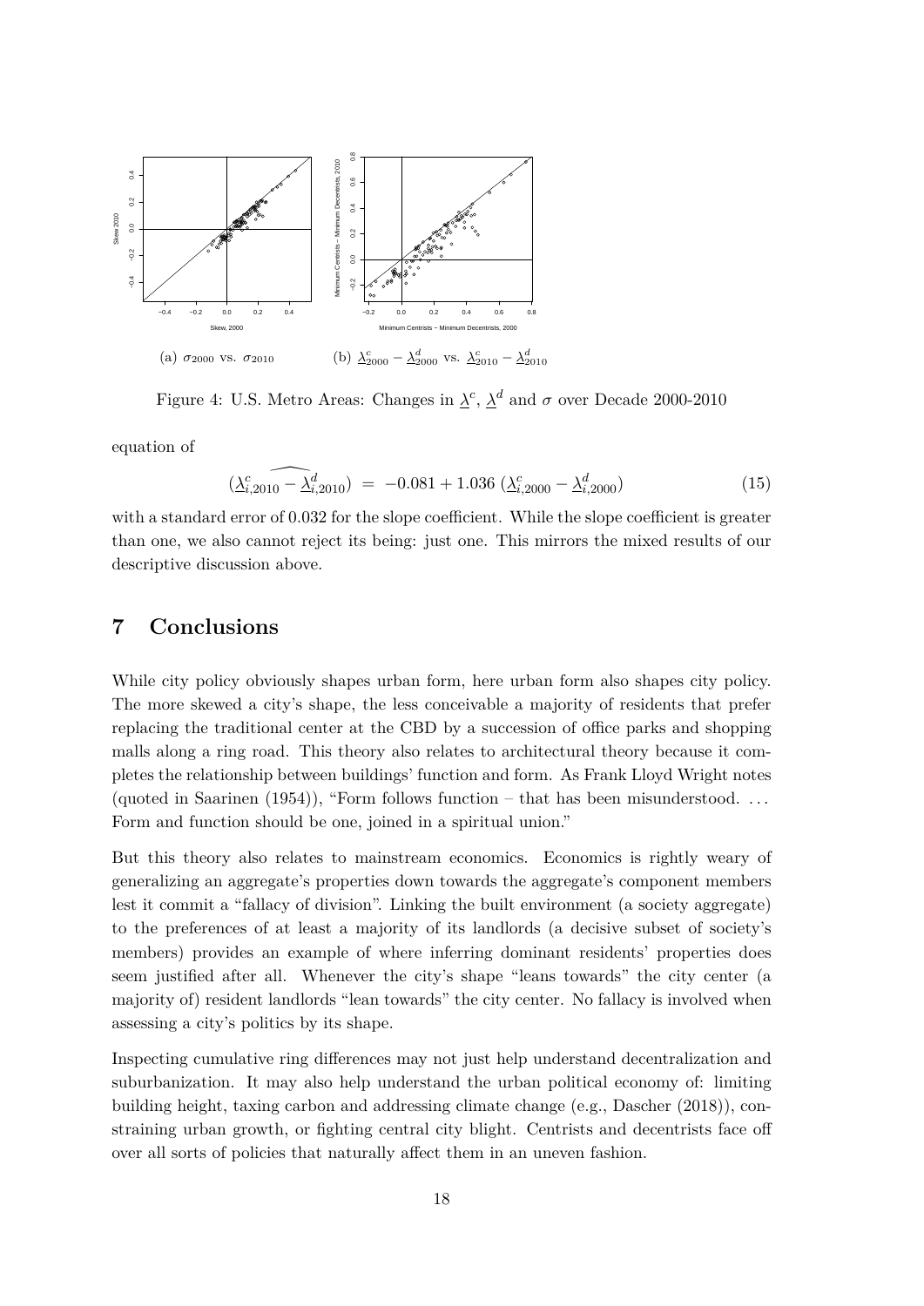(a) $\sigma_{2000}$ vs. $\sigma_{2010}$

(b) $\underline{\lambda}^c_{2000} - \underline{\lambda}^d_{2000}$ vs. $\underline{\lambda}^c_{2010} - \underline{\lambda}^d_{2010}$

Figure 4: U.S. Metro Areas: Changes in $\underline{\lambda}^c$, $\underline{\lambda}^d$ and $\sigma$ over Decade 2000-2010

equation of

$$\widehat{(\underline{\lambda}^c_{i,2010} - \underline{\lambda}^d_{i,2010})} \;=\; -0.081 + 1.036\;(\underline{\lambda}^c_{i,2000} - \underline{\lambda}^d_{i,2000}) \tag{15}$$

with a standard error of 0.032 for the slope coefficient. While the slope coefficient is greater than one, we also cannot reject its being: just one. This mirrors the mixed results of our descriptive discussion above.

## 7 Conclusions

While city policy obviously shapes urban form, here urban form also shapes city policy. The more skewed a city's shape, the less conceivable a majority of residents that prefer replacing the traditional center at the CBD by a succession of office parks and shopping malls along a ring road. This theory also relates to architectural theory because it completes the relationship between buildings' function and form. As Frank Lloyd Wright notes (quoted in Saarinen (1954)), "Form follows function – that has been misunderstood. ... Form and function should be one, joined in a spiritual union."

But this theory also relates to mainstream economics. Economics is rightly weary of generalizing an aggregate's properties down towards the aggregate's component members lest it commit a "fallacy of division". Linking the built environment (a society aggregate) to the preferences of at least a majority of its landlords (a decisive subset of society's members) provides an example of where inferring dominant residents' properties does seem justified after all. Whenever the city's shape "leans towards" the city center (a majority of) resident landlords "lean towards" the city center. No fallacy is involved when assessing a city's politics by its shape.

Inspecting cumulative ring differences may not just help understand decentralization and suburbanization. It may also help understand the urban political economy of: limiting building height, taxing carbon and addressing climate change (e.g., Dascher (2018)), constraining urban growth, or fighting central city blight. Centrists and decentrists face off over all sorts of policies that naturally affect them in an uneven fashion.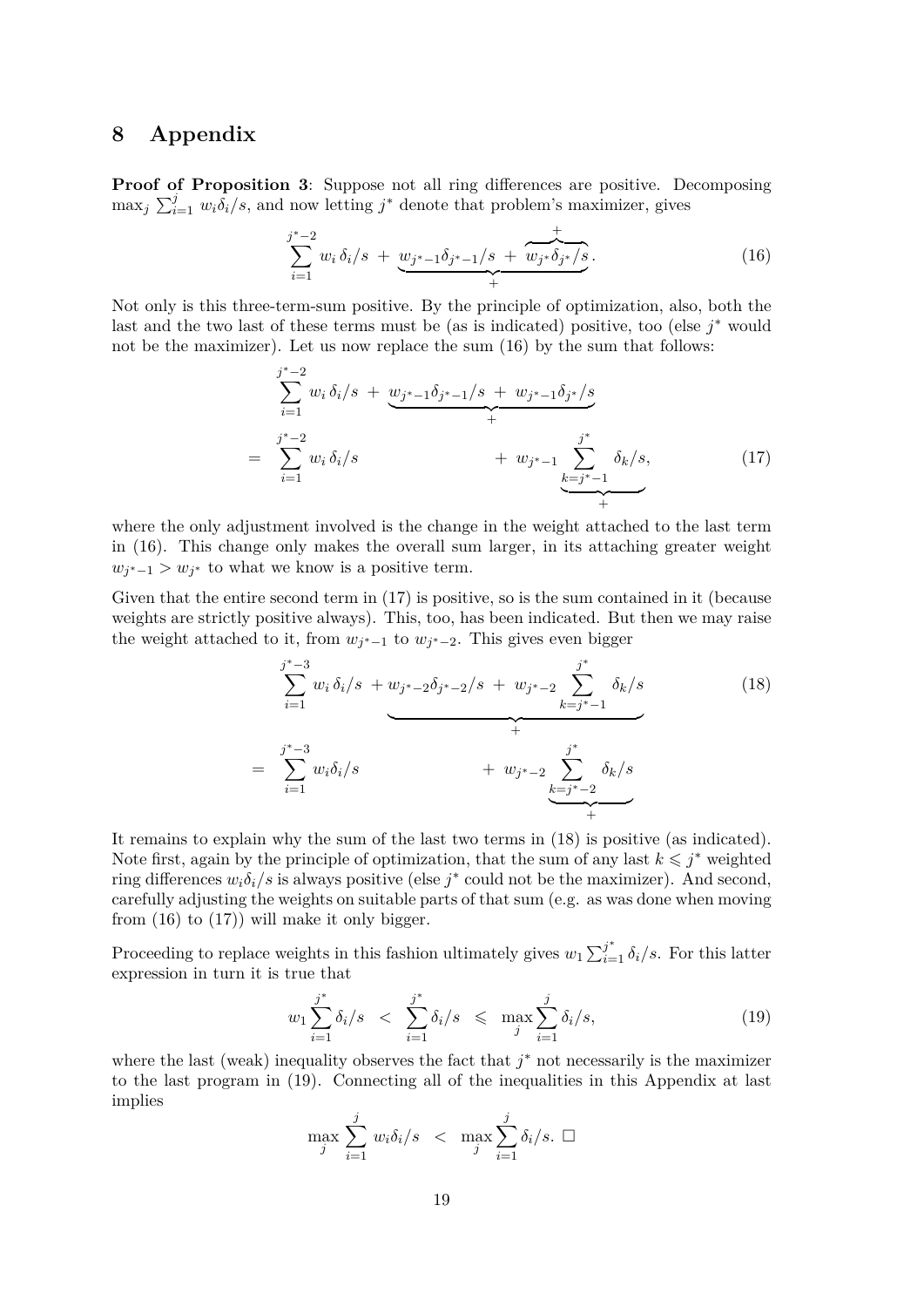## 8 Appendix

**Proof of Proposition 3**: Suppose not all ring differences are positive. Decomposing $\max_j \sum_{i=1}^{j} w_i\delta_i/s$, and now letting $j^*$ denote that problem's maximizer, gives

$$\sum_{i=1}^{j^*-2} w_i\,\delta_i/s \;+\; \underbrace{w_{j^*-1}\delta_{j^*-1}/s \;+\; \overbrace{w_{j^*}\delta_{j^*}/s}^{+}}_{+}. \tag{16}$$

Not only is this three-term-sum positive. By the principle of optimization, also, both the last and the two last of these terms must be (as is indicated) positive, too (else $j^*$ would not be the maximizer). Let us now replace the sum (16) by the sum that follows:

$$\begin{aligned} &\sum_{i=1}^{j^*-2} w_i\,\delta_i/s \;+\; \underbrace{w_{j^*-1}\delta_{j^*-1}/s \;+\; w_{j^*-1}\delta_{j^*}/s}_{+} \\ =\; &\sum_{i=1}^{j^*-2} w_i\,\delta_i/s \qquad\qquad\qquad +\; w_{j^*-1}\underbrace{\sum_{k=j^*-1}^{j^*}\delta_k/s}_{+}, \end{aligned} \tag{17}$$

where the only adjustment involved is the change in the weight attached to the last term in (16). This change only makes the overall sum larger, in its attaching greater weight $w_{j^*-1} > w_{j^*}$ to what we know is a positive term.

Given that the entire second term in (17) is positive, so is the sum contained in it (because weights are strictly positive always). This, too, has been indicated. But then we may raise the weight attached to it, from $w_{j^*-1}$ to $w_{j^*-2}$. This gives even bigger

$$\begin{aligned} &\sum_{i=1}^{j^*-3} w_i\,\delta_i/s \;+\underbrace{w_{j^*-2}\delta_{j^*-2}/s \;+\; w_{j^*-2}\sum_{k=j^*-1}^{j^*}\delta_k/s}_{+} \\ =\; &\sum_{i=1}^{j^*-3} w_i\delta_i/s \qquad\qquad\qquad +\; w_{j^*-2}\underbrace{\sum_{k=j^*-2}^{j^*}\delta_k/s}_{+} \end{aligned} \tag{18}$$

It remains to explain why the sum of the last two terms in (18) is positive (as indicated). Note first, again by the principle of optimization, that the sum of any last $k \leqslant j^*$ weighted ring differences $w_i\delta_i/s$ is always positive (else $j^*$ could not be the maximizer). And second, carefully adjusting the weights on suitable parts of that sum (e.g. as was done when moving from (16) to (17)) will make it only bigger.

Proceeding to replace weights in this fashion ultimately gives $w_1\sum_{i=1}^{j^*}\delta_i/s$. For this latter expression in turn it is true that

$$w_1\sum_{i=1}^{j^*}\delta_i/s \;<\; \sum_{i=1}^{j^*}\delta_i/s \;\leqslant\; \max_j\sum_{i=1}^{j}\delta_i/s, \tag{19}$$

where the last (weak) inequality observes the fact that $j^*$ not necessarily is the maximizer to the last program in (19). Connecting all of the inequalities in this Appendix at last implies

$$\max_j \sum_{i=1}^{j} w_i\delta_i/s \;<\; \max_j\sum_{i=1}^{j}\delta_i/s.\; \square$$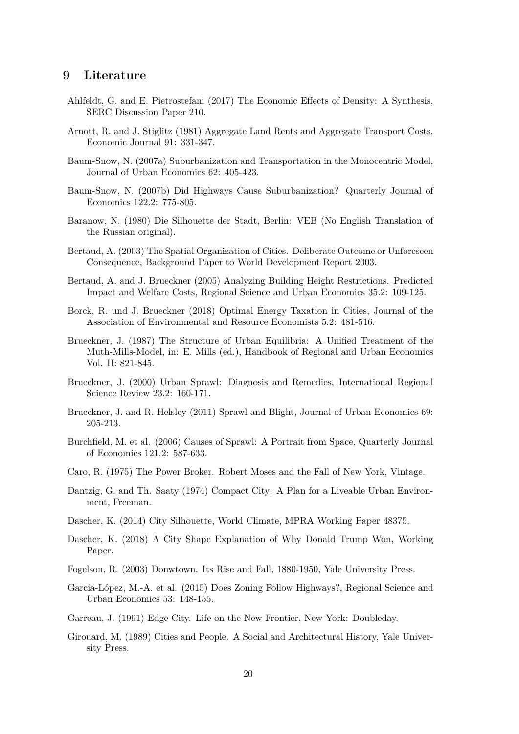## 9 Literature

Ahlfeldt, G. and E. Pietrostefani (2017) The Economic Effects of Density: A Synthesis, SERC Discussion Paper 210.

Arnott, R. and J. Stiglitz (1981) Aggregate Land Rents and Aggregate Transport Costs, Economic Journal 91: 331-347.

Baum-Snow, N. (2007a) Suburbanization and Transportation in the Monocentric Model, Journal of Urban Economics 62: 405-423.

Baum-Snow, N. (2007b) Did Highways Cause Suburbanization? Quarterly Journal of Economics 122.2: 775-805.

Baranow, N. (1980) Die Silhouette der Stadt, Berlin: VEB (No English Translation of the Russian original).

Bertaud, A. (2003) The Spatial Organization of Cities. Deliberate Outcome or Unforeseen Consequence, Background Paper to World Development Report 2003.

Bertaud, A. and J. Brueckner (2005) Analyzing Building Height Restrictions. Predicted Impact and Welfare Costs, Regional Science and Urban Economics 35.2: 109-125.

Borck, R. und J. Brueckner (2018) Optimal Energy Taxation in Cities, Journal of the Association of Environmental and Resource Economists 5.2: 481-516.

Brueckner, J. (1987) The Structure of Urban Equilibria: A Unified Treatment of the Muth-Mills-Model, in: E. Mills (ed.), Handbook of Regional and Urban Economics Vol. II: 821-845.

Brueckner, J. (2000) Urban Sprawl: Diagnosis and Remedies, International Regional Science Review 23.2: 160-171.

Brueckner, J. and R. Helsley (2011) Sprawl and Blight, Journal of Urban Economics 69: 205-213.

Burchfield, M. et al. (2006) Causes of Sprawl: A Portrait from Space, Quarterly Journal of Economics 121.2: 587-633.

Caro, R. (1975) The Power Broker. Robert Moses and the Fall of New York, Vintage.

Dantzig, G. and Th. Saaty (1974) Compact City: A Plan for a Liveable Urban Environment, Freeman.

Dascher, K. (2014) City Silhouette, World Climate, MPRA Working Paper 48375.

Dascher, K. (2018) A City Shape Explanation of Why Donald Trump Won, Working Paper.

Fogelson, R. (2003) Donwtown. Its Rise and Fall, 1880-1950, Yale University Press.

Garcia-López, M.-A. et al. (2015) Does Zoning Follow Highways?, Regional Science and Urban Economics 53: 148-155.

Garreau, J. (1991) Edge City. Life on the New Frontier, New York: Doubleday.

Girouard, M. (1989) Cities and People. A Social and Architectural History, Yale University Press.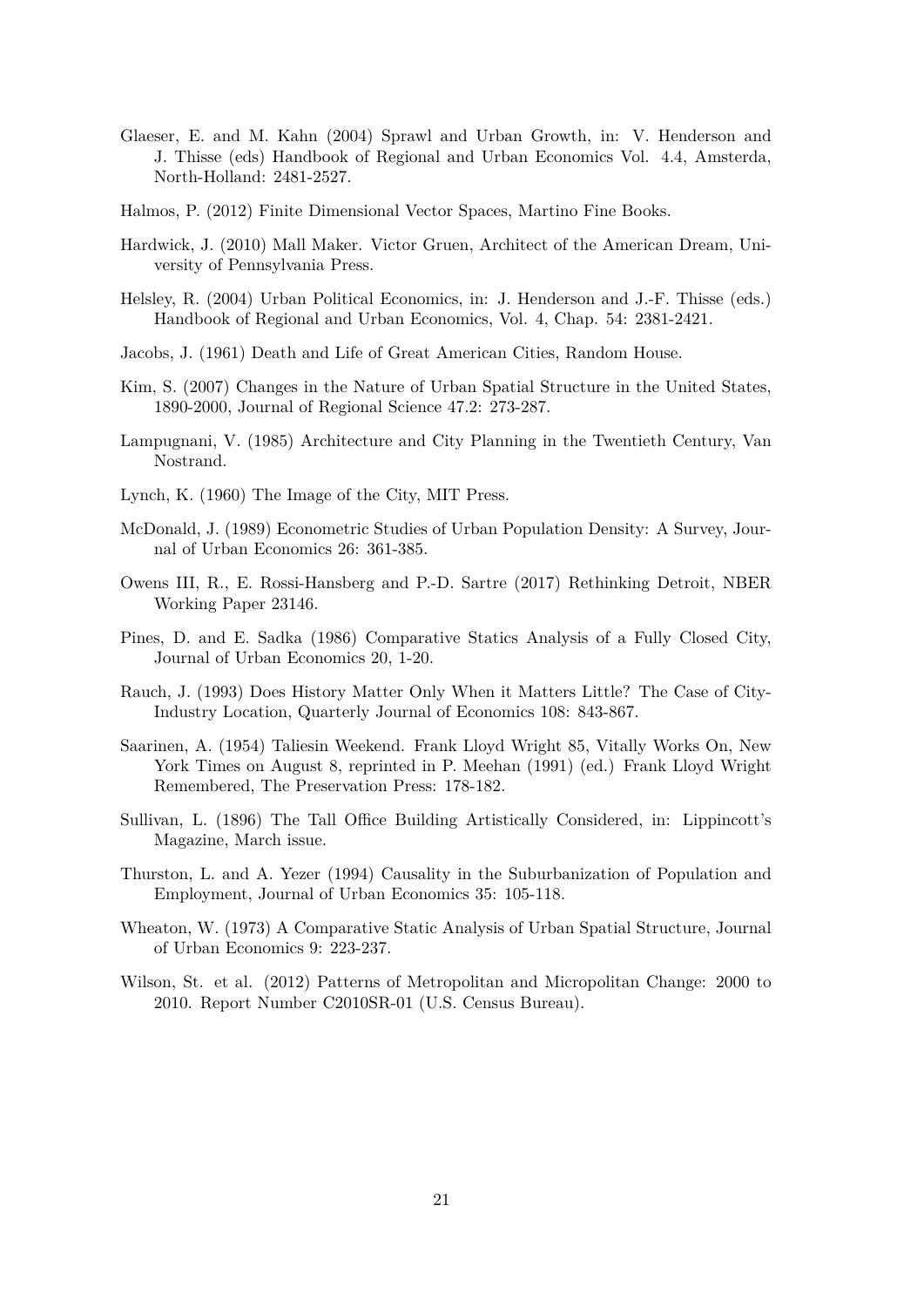Glaeser, E. and M. Kahn (2004) Sprawl and Urban Growth, in: V. Henderson and J. Thisse (eds) Handbook of Regional and Urban Economics Vol. 4.4, Amsterda, North-Holland: 2481-2527.

Halmos, P. (2012) Finite Dimensional Vector Spaces, Martino Fine Books.

Hardwick, J. (2010) Mall Maker. Victor Gruen, Architect of the American Dream, University of Pennsylvania Press.

Helsley, R. (2004) Urban Political Economics, in: J. Henderson and J.-F. Thisse (eds.) Handbook of Regional and Urban Economics, Vol. 4, Chap. 54: 2381-2421.

Jacobs, J. (1961) Death and Life of Great American Cities, Random House.

Kim, S. (2007) Changes in the Nature of Urban Spatial Structure in the United States, 1890-2000, Journal of Regional Science 47.2: 273-287.

Lampugnani, V. (1985) Architecture and City Planning in the Twentieth Century, Van Nostrand.

Lynch, K. (1960) The Image of the City, MIT Press.

McDonald, J. (1989) Econometric Studies of Urban Population Density: A Survey, Journal of Urban Economics 26: 361-385.

Owens III, R., E. Rossi-Hansberg and P.-D. Sartre (2017) Rethinking Detroit, NBER Working Paper 23146.

Pines, D. and E. Sadka (1986) Comparative Statics Analysis of a Fully Closed City, Journal of Urban Economics 20, 1-20.

Rauch, J. (1993) Does History Matter Only When it Matters Little? The Case of City-Industry Location, Quarterly Journal of Economics 108: 843-867.

Saarinen, A. (1954) Taliesin Weekend. Frank Lloyd Wright 85, Vitally Works On, New York Times on August 8, reprinted in P. Meehan (1991) (ed.) Frank Lloyd Wright Remembered, The Preservation Press: 178-182.

Sullivan, L. (1896) The Tall Office Building Artistically Considered, in: Lippincott's Magazine, March issue.

Thurston, L. and A. Yezer (1994) Causality in the Suburbanization of Population and Employment, Journal of Urban Economics 35: 105-118.

Wheaton, W. (1973) A Comparative Static Analysis of Urban Spatial Structure, Journal of Urban Economics 9: 223-237.

Wilson, St. et al. (2012) Patterns of Metropolitan and Micropolitan Change: 2000 to 2010. Report Number C2010SR-01 (U.S. Census Bureau).